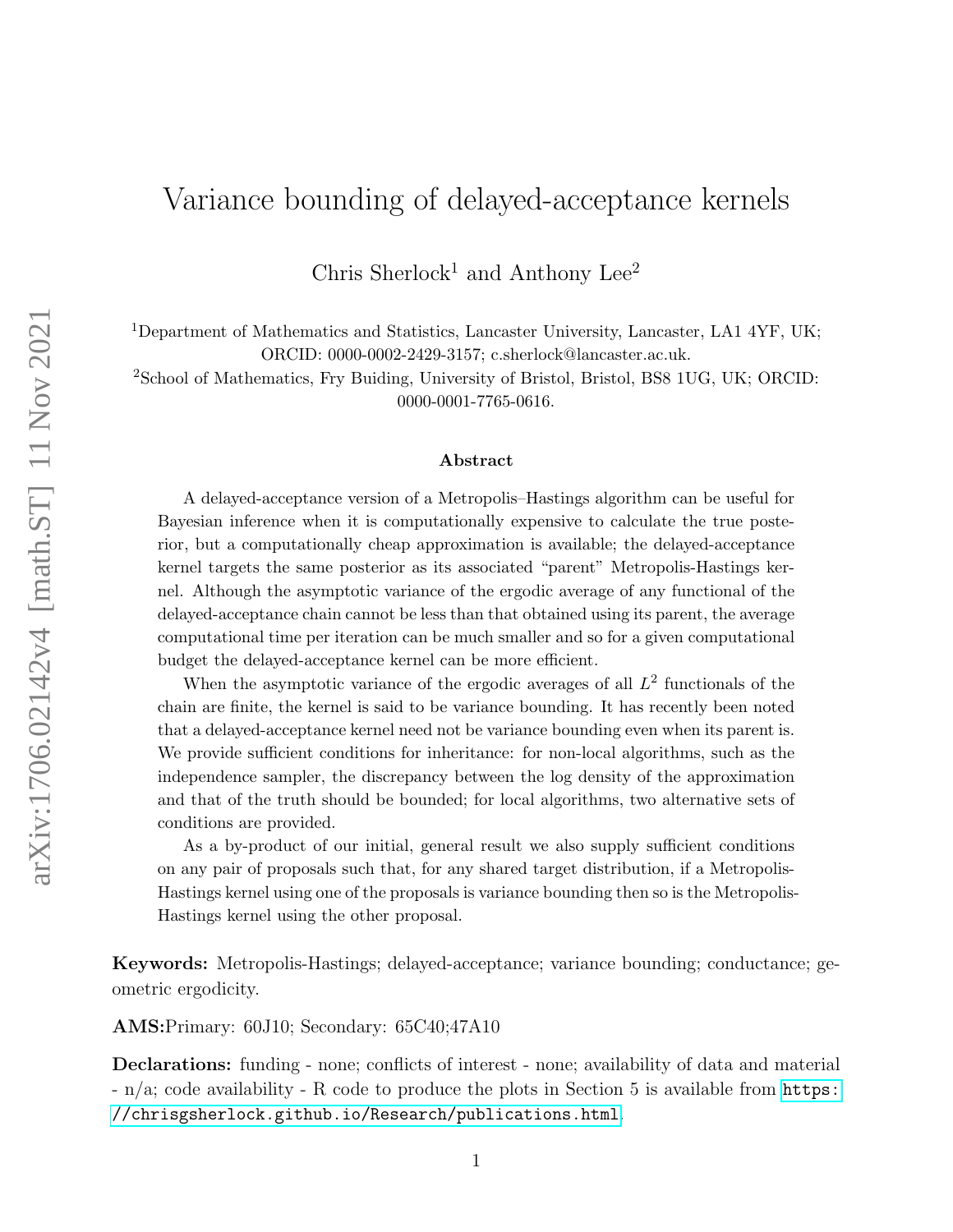# Variance bounding of delayed-acceptance kernels

Chris Sherlock[1] and Anthony Lee[2]

[1]Department of Mathematics and Statistics, Lancaster University, Lancaster, LA1 4YF, UK; ORCID: 0000-0002-2429-3157; c.sherlock@lancaster.ac.uk.

[2]School of Mathematics, Fry Buiding, University of Bristol, Bristol, BS8 1UG, UK; ORCID: 0000-0001-7765-0616.

### Abstract

A delayed-acceptance version of a Metropolis–Hastings algorithm can be useful for Bayesian inference when it is computationally expensive to calculate the true posterior, but a computationally cheap approximation is available; the delayed-acceptance kernel targets the same posterior as its associated "parent" Metropolis-Hastings kernel. Although the asymptotic variance of the ergodic average of any functional of the delayed-acceptance chain cannot be less than that obtained using its parent, the average computational time per iteration can be much smaller and so for a given computational budget the delayed-acceptance kernel can be more efficient.

When the asymptotic variance of the ergodic averages of all $L^2$ functionals of the chain are finite, the kernel is said to be variance bounding. It has recently been noted that a delayed-acceptance kernel need not be variance bounding even when its parent is. We provide sufficient conditions for inheritance: for non-local algorithms, such as the independence sampler, the discrepancy between the log density of the approximation and that of the truth should be bounded; for local algorithms, two alternative sets of conditions are provided.

As a by-product of our initial, general result we also supply sufficient conditions on any pair of proposals such that, for any shared target distribution, if a Metropolis-Hastings kernel using one of the proposals is variance bounding then so is the Metropolis-Hastings kernel using the other proposal.

**Keywords:** Metropolis-Hastings; delayed-acceptance; variance bounding; conductance; geometric ergodicity.

**AMS:** Primary: 60J10; Secondary: 65C40;47A10

**Declarations:** funding - none; conflicts of interest - none; availability of data and material - n/a; code availability - R code to produce the plots in Section 5 is available from `https://chrisgsherlock.github.io/Research/publications.html`.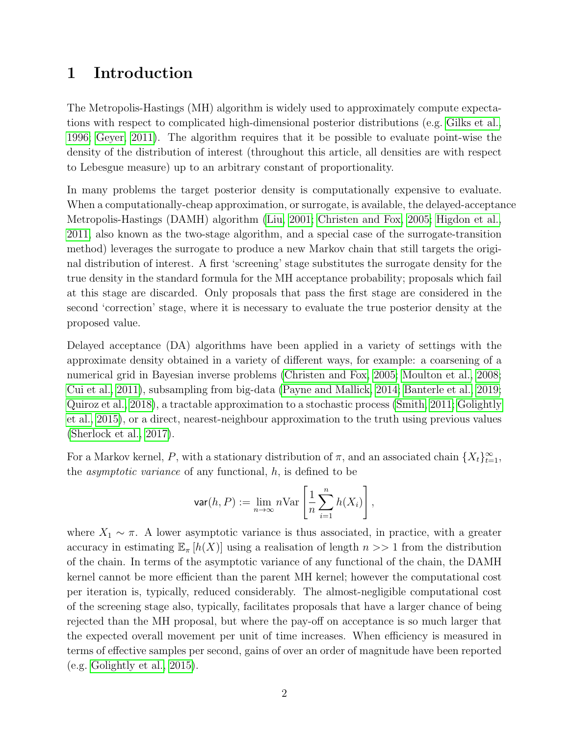# 1 Introduction

The Metropolis-Hastings (MH) algorithm is widely used to approximately compute expectations with respect to complicated high-dimensional posterior distributions (e.g. Gilks et al., 1996; Geyer, 2011). The algorithm requires that it be possible to evaluate point-wise the density of the distribution of interest (throughout this article, all densities are with respect to Lebesgue measure) up to an arbitrary constant of proportionality.

In many problems the target posterior density is computationally expensive to evaluate. When a computationally-cheap approximation, or surrogate, is available, the delayed-acceptance Metropolis-Hastings (DAMH) algorithm (Liu, 2001; Christen and Fox, 2005; Higdon et al., 2011, also known as the two-stage algorithm, and a special case of the surrogate-transition method) leverages the surrogate to produce a new Markov chain that still targets the original distribution of interest. A first 'screening' stage substitutes the surrogate density for the true density in the standard formula for the MH acceptance probability; proposals which fail at this stage are discarded. Only proposals that pass the first stage are considered in the second 'correction' stage, where it is necessary to evaluate the true posterior density at the proposed value.

Delayed acceptance (DA) algorithms have been applied in a variety of settings with the approximate density obtained in a variety of different ways, for example: a coarsening of a numerical grid in Bayesian inverse problems (Christen and Fox, 2005; Moulton et al., 2008; Cui et al., 2011), subsampling from big-data (Payne and Mallick, 2014; Banterle et al., 2019; Quiroz et al., 2018), a tractable approximation to a stochastic process (Smith, 2011; Golightly et al., 2015), or a direct, nearest-neighbour approximation to the truth using previous values (Sherlock et al., 2017).

For a Markov kernel, $P$, with a stationary distribution of $\pi$, and an associated chain $\{X_t\}_{t=1}^{\infty}$, the *asymptotic variance* of any functional, $h$, is defined to be

$$\mathsf{var}(h, P) := \lim_{n\to\infty} n \mathrm{Var}\left[\frac{1}{n}\sum_{i=1}^{n} h(X_i)\right],$$

where $X_1 \sim \pi$. A lower asymptotic variance is thus associated, in practice, with a greater accuracy in estimating $\mathbb{E}_{\pi}[h(X)]$ using a realisation of length $n >> 1$ from the distribution of the chain. In terms of the asymptotic variance of any functional of the chain, the DAMH kernel cannot be more efficient than the parent MH kernel; however the computational cost per iteration is, typically, reduced considerably. The almost-negligible computational cost of the screening stage also, typically, facilitates proposals that have a larger chance of being rejected than the MH proposal, but where the pay-off on acceptance is so much larger that the expected overall movement per unit of time increases. When efficiency is measured in terms of effective samples per second, gains of over an order of magnitude have been reported (e.g. Golightly et al., 2015).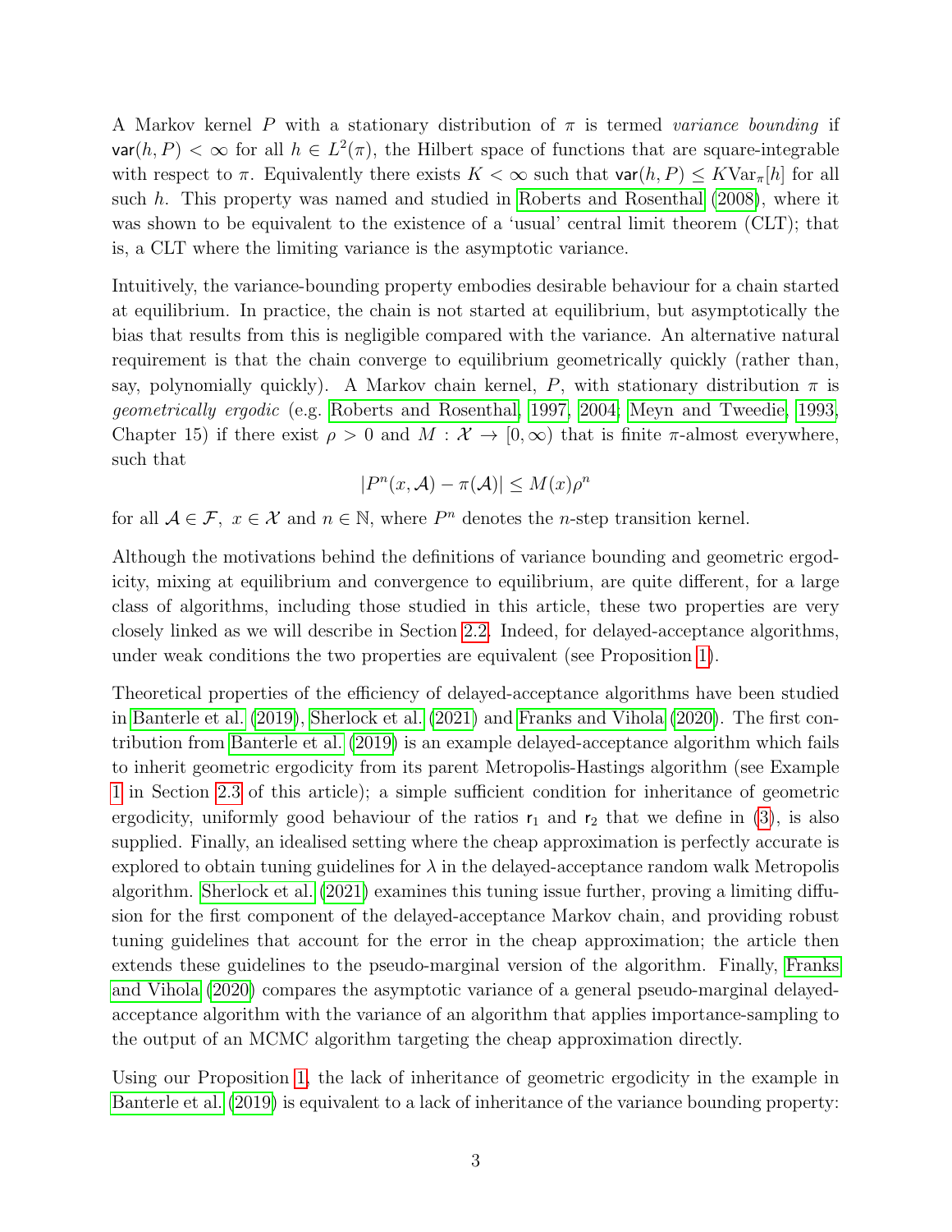A Markov kernel $P$ with a stationary distribution of $\pi$ is termed *variance bounding* if $\mathsf{var}(h, P) < \infty$ for all $h \in L^2(\pi)$, the Hilbert space of functions that are square-integrable with respect to $\pi$. Equivalently there exists $K < \infty$ such that $\mathsf{var}(h, P) \le K\text{Var}_\pi[h]$ for all such $h$. This property was named and studied in Roberts and Rosenthal (2008), where it was shown to be equivalent to the existence of a 'usual' central limit theorem (CLT); that is, a CLT where the limiting variance is the asymptotic variance.

Intuitively, the variance-bounding property embodies desirable behaviour for a chain started at equilibrium. In practice, the chain is not started at equilibrium, but asymptotically the bias that results from this is negligible compared with the variance. An alternative natural requirement is that the chain converge to equilibrium geometrically quickly (rather than, say, polynomially quickly). A Markov chain kernel, $P$, with stationary distribution $\pi$ is *geometrically ergodic* (e.g. Roberts and Rosenthal, 1997, 2004; Meyn and Tweedie, 1993, Chapter 15) if there exist $\rho > 0$ and $M : \mathcal{X} \to [0, \infty)$ that is finite $\pi$-almost everywhere, such that

$$|P^n(x, \mathcal{A}) - \pi(\mathcal{A})| \le M(x)\rho^n$$

for all $\mathcal{A} \in \mathcal{F}$, $x \in \mathcal{X}$ and $n \in \mathbb{N}$, where $P^n$ denotes the $n$-step transition kernel.

Although the motivations behind the definitions of variance bounding and geometric ergodicity, mixing at equilibrium and convergence to equilibrium, are quite different, for a large class of algorithms, including those studied in this article, these two properties are very closely linked as we will describe in Section 2.2. Indeed, for delayed-acceptance algorithms, under weak conditions the two properties are equivalent (see Proposition 1).

Theoretical properties of the efficiency of delayed-acceptance algorithms have been studied in Banterle et al. (2019), Sherlock et al. (2021) and Franks and Vihola (2020). The first contribution from Banterle et al. (2019) is an example delayed-acceptance algorithm which fails to inherit geometric ergodicity from its parent Metropolis-Hastings algorithm (see Example 1 in Section 2.3 of this article); a simple sufficient condition for inheritance of geometric ergodicity, uniformly good behaviour of the ratios $\mathsf{r}_1$ and $\mathsf{r}_2$ that we define in (3), is also supplied. Finally, an idealised setting where the cheap approximation is perfectly accurate is explored to obtain tuning guidelines for $\lambda$ in the delayed-acceptance random walk Metropolis algorithm. Sherlock et al. (2021) examines this tuning issue further, proving a limiting diffusion for the first component of the delayed-acceptance Markov chain, and providing robust tuning guidelines that account for the error in the cheap approximation; the article then extends these guidelines to the pseudo-marginal version of the algorithm. Finally, Franks and Vihola (2020) compares the asymptotic variance of a general pseudo-marginal delayed-acceptance algorithm with the variance of an algorithm that applies importance-sampling to the output of an MCMC algorithm targeting the cheap approximation directly.

Using our Proposition 1, the lack of inheritance of geometric ergodicity in the example in Banterle et al. (2019) is equivalent to a lack of inheritance of the variance bounding property: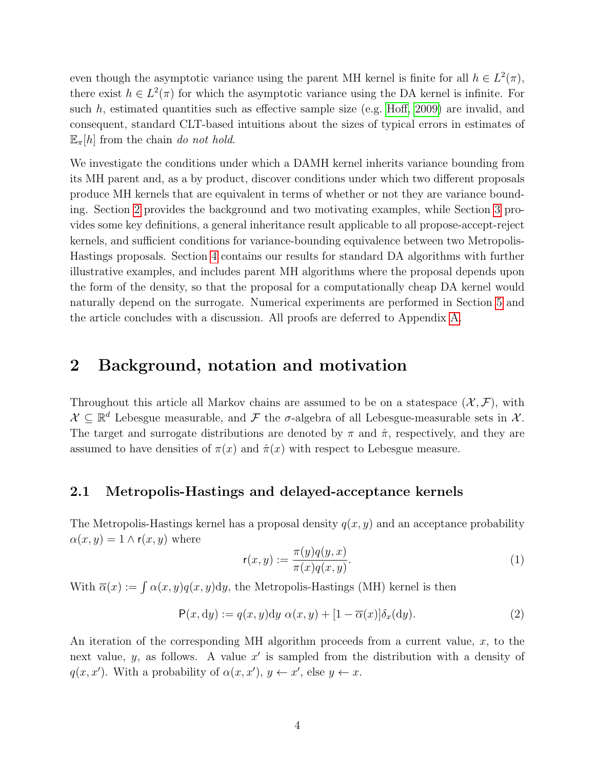even though the asymptotic variance using the parent MH kernel is finite for all $h \in L^2(\pi)$, there exist $h \in L^2(\pi)$ for which the asymptotic variance using the DA kernel is infinite. For such $h$, estimated quantities such as effective sample size (e.g. Hoff, 2009) are invalid, and consequent, standard CLT-based intuitions about the sizes of typical errors in estimates of $\mathbb{E}_\pi[h]$ from the chain *do not hold*.

We investigate the conditions under which a DAMH kernel inherits variance bounding from its MH parent and, as a by product, discover conditions under which two different proposals produce MH kernels that are equivalent in terms of whether or not they are variance bounding. Section 2 provides the background and two motivating examples, while Section 3 provides some key definitions, a general inheritance result applicable to all propose-accept-reject kernels, and sufficient conditions for variance-bounding equivalence between two Metropolis-Hastings proposals. Section 4 contains our results for standard DA algorithms with further illustrative examples, and includes parent MH algorithms where the proposal depends upon the form of the density, so that the proposal for a computationally cheap DA kernel would naturally depend on the surrogate. Numerical experiments are performed in Section 5 and the article concludes with a discussion. All proofs are deferred to Appendix A.

## 2 Background, notation and motivation

Throughout this article all Markov chains are assumed to be on a statespace $(\mathcal{X}, \mathcal{F})$, with $\mathcal{X} \subseteq \mathbb{R}^d$ Lebesgue measurable, and $\mathcal{F}$ the $\sigma$-algebra of all Lebesgue-measurable sets in $\mathcal{X}$. The target and surrogate distributions are denoted by $\pi$ and $\hat{\pi}$, respectively, and they are assumed to have densities of $\pi(x)$ and $\hat{\pi}(x)$ with respect to Lebesgue measure.

### 2.1 Metropolis-Hastings and delayed-acceptance kernels

The Metropolis-Hastings kernel has a proposal density $q(x, y)$ and an acceptance probability $\alpha(x, y) = 1 \wedge \mathsf{r}(x, y)$ where

$$\mathsf{r}(x, y) := \frac{\pi(y)q(y, x)}{\pi(x)q(x, y)}. \tag{1}$$

With $\overline{\alpha}(x) := \int \alpha(x, y)q(x, y)\mathrm{d}y$, the Metropolis-Hastings (MH) kernel is then

$$\mathsf{P}(x, \mathrm{d}y) := q(x, y)\mathrm{d}y \ \alpha(x, y) + [1 - \overline{\alpha}(x)]\delta_x(\mathrm{d}y). \tag{2}$$

An iteration of the corresponding MH algorithm proceeds from a current value, $x$, to the next value, $y$, as follows. A value $x'$ is sampled from the distribution with a density of $q(x, x')$. With a probability of $\alpha(x, x')$, $y \leftarrow x'$, else $y \leftarrow x$.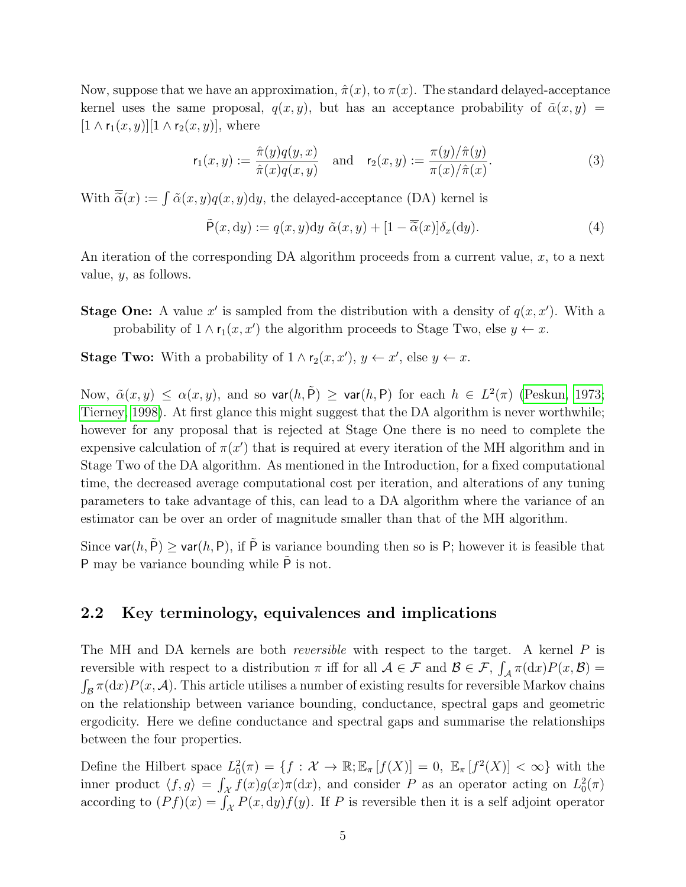Now, suppose that we have an approximation, $\hat{\pi}(x)$, to $\pi(x)$. The standard delayed-acceptance kernel uses the same proposal, $q(x, y)$, but has an acceptance probability of $\tilde{\alpha}(x, y) = [1 \wedge \mathsf{r}_1(x, y)][1 \wedge \mathsf{r}_2(x, y)]$, where

$$\mathsf{r}_1(x, y) := \frac{\hat{\pi}(y)q(y, x)}{\hat{\pi}(x)q(x, y)} \quad \text{and} \quad \mathsf{r}_2(x, y) := \frac{\pi(y)/\hat{\pi}(y)}{\pi(x)/\hat{\pi}(x)}. \tag{3}$$

With $\overline{\tilde{\alpha}}(x) := \int \tilde{\alpha}(x, y)q(x, y)\mathrm{d}y$, the delayed-acceptance (DA) kernel is

$$\tilde{\mathsf{P}}(x, \mathrm{d}y) := q(x, y)\mathrm{d}y \ \tilde{\alpha}(x, y) + [1 - \overline{\tilde{\alpha}}(x)]\delta_x(\mathrm{d}y). \tag{4}$$

An iteration of the corresponding DA algorithm proceeds from a current value, $x$, to a next value, $y$, as follows.

**Stage One:** A value $x'$ is sampled from the distribution with a density of $q(x, x')$. With a probability of $1 \wedge \mathsf{r}_1(x, x')$ the algorithm proceeds to Stage Two, else $y \leftarrow x$.

**Stage Two:** With a probability of $1 \wedge \mathsf{r}_2(x, x')$, $y \leftarrow x'$, else $y \leftarrow x$.

Now, $\tilde{\alpha}(x, y) \leq \alpha(x, y)$, and so $\mathsf{var}(h, \tilde{\mathsf{P}}) \geq \mathsf{var}(h, \mathsf{P})$ for each $h \in L^2(\pi)$ (Peskun, 1973; Tierney, 1998). At first glance this might suggest that the DA algorithm is never worthwhile; however for any proposal that is rejected at Stage One there is no need to complete the expensive calculation of $\pi(x')$ that is required at every iteration of the MH algorithm and in Stage Two of the DA algorithm. As mentioned in the Introduction, for a fixed computational time, the decreased average computational cost per iteration, and alterations of any tuning parameters to take advantage of this, can lead to a DA algorithm where the variance of an estimator can be over an order of magnitude smaller than that of the MH algorithm.

Since $\mathsf{var}(h, \tilde{\mathsf{P}}) \geq \mathsf{var}(h, \mathsf{P})$, if $\tilde{\mathsf{P}}$ is variance bounding then so is $\mathsf{P}$; however it is feasible that $\mathsf{P}$ may be variance bounding while $\tilde{\mathsf{P}}$ is not.

## 2.2 Key terminology, equivalences and implications

The MH and DA kernels are both *reversible* with respect to the target. A kernel $P$ is reversible with respect to a distribution $\pi$ iff for all $\mathcal{A} \in \mathcal{F}$ and $\mathcal{B} \in \mathcal{F}$, $\int_{\mathcal{A}} \pi(\mathrm{d}x)P(x, \mathcal{B}) = \int_{\mathcal{B}} \pi(\mathrm{d}x)P(x, \mathcal{A})$. This article utilises a number of existing results for reversible Markov chains on the relationship between variance bounding, conductance, spectral gaps and geometric ergodicity. Here we define conductance and spectral gaps and summarise the relationships between the four properties.

Define the Hilbert space $L_0^2(\pi) = \{f : \mathcal{X} \to \mathbb{R}; \mathbb{E}_\pi [f(X)] = 0, \ \mathbb{E}_\pi [f^2(X)] < \infty\}$ with the inner product $\langle f, g \rangle = \int_{\mathcal{X}} f(x)g(x)\pi(\mathrm{d}x)$, and consider $P$ as an operator acting on $L_0^2(\pi)$ according to $(Pf)(x) = \int_{\mathcal{X}} P(x, \mathrm{d}y)f(y)$. If $P$ is reversible then it is a self adjoint operator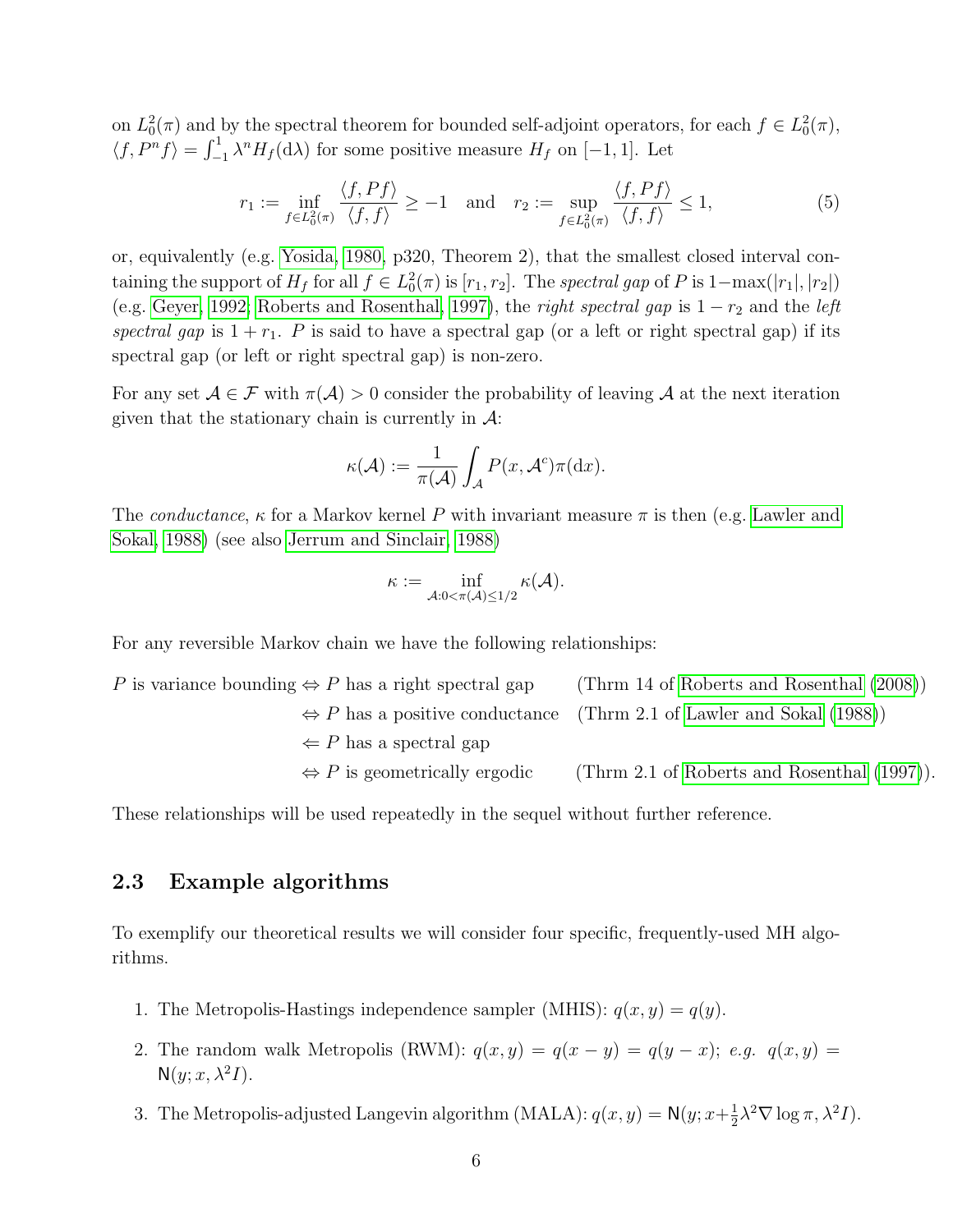on $L^2_0(\pi)$ and by the spectral theorem for bounded self-adjoint operators, for each $f \in L^2_0(\pi)$, $\langle f, P^n f\rangle = \int_{-1}^{1} \lambda^n H_f(\mathrm{d}\lambda)$ for some positive measure $H_f$ on $[-1, 1]$. Let

$$r_1 := \inf_{f \in L^2_0(\pi)} \frac{\langle f, Pf\rangle}{\langle f, f\rangle} \geq -1 \quad \text{and} \quad r_2 := \sup_{f \in L^2_0(\pi)} \frac{\langle f, Pf\rangle}{\langle f, f\rangle} \leq 1, \tag{5}$$

or, equivalently (e.g. Yosida, 1980, p320, Theorem 2), that the smallest closed interval containing the support of $H_f$ for all $f \in L^2_0(\pi)$ is $[r_1, r_2]$. The *spectral gap* of $P$ is $1-\max(|r_1|, |r_2|)$ (e.g. Geyer, 1992; Roberts and Rosenthal, 1997), the *right spectral gap* is $1 - r_2$ and the *left spectral gap* is $1 + r_1$. $P$ is said to have a spectral gap (or a left or right spectral gap) if its spectral gap (or left or right spectral gap) is non-zero.

For any set $\mathcal{A} \in \mathcal{F}$ with $\pi(\mathcal{A}) > 0$ consider the probability of leaving $\mathcal{A}$ at the next iteration given that the stationary chain is currently in $\mathcal{A}$:

$$\kappa(\mathcal{A}) := \frac{1}{\pi(\mathcal{A})} \int_{\mathcal{A}} P(x, \mathcal{A}^c) \pi(\mathrm{d}x).$$

The *conductance*, $\kappa$ for a Markov kernel $P$ with invariant measure $\pi$ is then (e.g. Lawler and Sokal, 1988) (see also Jerrum and Sinclair, 1988)

$$\kappa := \inf_{\mathcal{A}: 0 < \pi(\mathcal{A}) \leq 1/2} \kappa(\mathcal{A}).$$

For any reversible Markov chain we have the following relationships:

$P$ is variance bounding $\Leftrightarrow$ $P$ has a right spectral gap (Thrm 14 of Roberts and Rosenthal (2008))
$\Leftrightarrow$ $P$ has a positive conductance (Thrm 2.1 of Lawler and Sokal (1988))
$\Leftarrow$ $P$ has a spectral gap
$\Leftrightarrow$ $P$ is geometrically ergodic (Thrm 2.1 of Roberts and Rosenthal (1997)).

These relationships will be used repeatedly in the sequel without further reference.

### 2.3 Example algorithms

To exemplify our theoretical results we will consider four specific, frequently-used MH algorithms.

1. The Metropolis-Hastings independence sampler (MHIS): $q(x, y) = q(y)$.
2. The random walk Metropolis (RWM): $q(x, y) = q(x - y) = q(y - x)$; *e.g.* $q(x, y) = \mathsf{N}(y; x, \lambda^2 I)$.
3. The Metropolis-adjusted Langevin algorithm (MALA): $q(x, y) = \mathsf{N}(y; x + \frac{1}{2}\lambda^2 \nabla \log \pi, \lambda^2 I)$.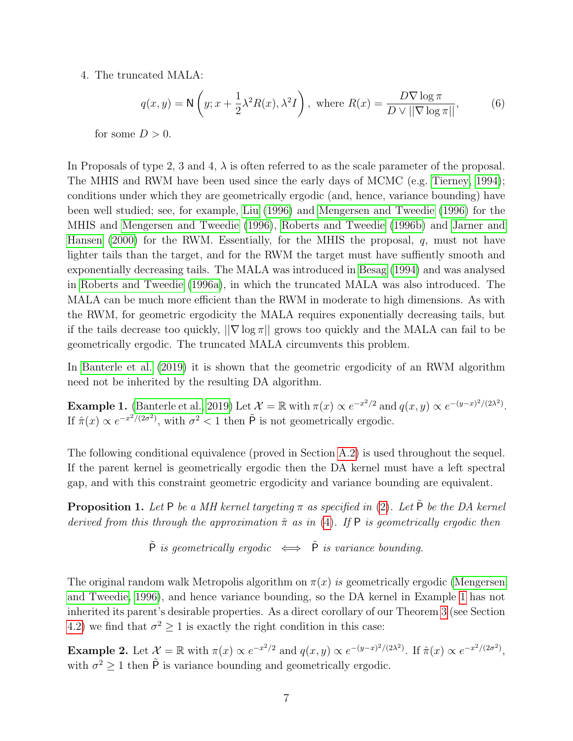4. The truncated MALA:

$$q(x,y) = \mathsf{N}\left(y; x + \frac{1}{2}\lambda^2 R(x), \lambda^2 I\right), \text{ where } R(x) = \frac{D\nabla \log \pi}{D \vee ||\nabla \log \pi||}, \tag{6}$$

for some $D > 0$.

In Proposals of type 2, 3 and 4, $\lambda$ is often referred to as the scale parameter of the proposal. The MHIS and RWM have been used since the early days of MCMC (e.g. Tierney, 1994); conditions under which they are geometrically ergodic (and, hence, variance bounding) have been well studied; see, for example, Liu (1996) and Mengersen and Tweedie (1996) for the MHIS and Mengersen and Tweedie (1996), Roberts and Tweedie (1996b) and Jarner and Hansen (2000) for the RWM. Essentially, for the MHIS the proposal, $q$, must not have lighter tails than the target, and for the RWM the target must have suffiently smooth and exponentially decreasing tails. The MALA was introduced in Besag (1994) and was analysed in Roberts and Tweedie (1996a), in which the truncated MALA was also introduced. The MALA can be much more efficient than the RWM in moderate to high dimensions. As with the RWM, for geometric ergodicity the MALA requires exponentially decreasing tails, but if the tails decrease too quickly, $||\nabla \log \pi||$ grows too quickly and the MALA can fail to be geometrically ergodic. The truncated MALA circumvents this problem.

In Banterle et al. (2019) it is shown that the geometric ergodicity of an RWM algorithm need not be inherited by the resulting DA algorithm.

**Example 1.** (Banterle et al., 2019) Let $\mathcal{X} = \mathbb{R}$ with $\pi(x) \propto e^{-x^2/2}$ and $q(x,y) \propto e^{-(y-x)^2/(2\lambda^2)}$. If $\hat{\pi}(x) \propto e^{-x^2/(2\sigma^2)}$, with $\sigma^2 < 1$ then $\tilde{\mathsf{P}}$ is not geometrically ergodic.

The following conditional equivalence (proved in Section A.2) is used throughout the sequel. If the parent kernel is geometrically ergodic then the DA kernel must have a left spectral gap, and with this constraint geometric ergodicity and variance bounding are equivalent.

**Proposition 1.** *Let $\mathsf{P}$ be a MH kernel targeting $\pi$ as specified in (2). Let $\tilde{\mathsf{P}}$ be the DA kernel derived from this through the approximation $\hat{\pi}$ as in (4). If $\mathsf{P}$ is geometrically ergodic then*

$$\tilde{\mathsf{P}} \textit{ is geometrically ergodic } \iff \tilde{\mathsf{P}} \textit{ is variance bounding.}$$

The original random walk Metropolis algorithm on $\pi(x)$ *is* geometrically ergodic (Mengersen and Tweedie, 1996), and hence variance bounding, so the DA kernel in Example 1 has not inherited its parent's desirable properties. As a direct corollary of our Theorem 3 (see Section 4.2) we find that $\sigma^2 \geq 1$ is exactly the right condition in this case:

**Example 2.** Let $\mathcal{X} = \mathbb{R}$ with $\pi(x) \propto e^{-x^2/2}$ and $q(x,y) \propto e^{-(y-x)^2/(2\lambda^2)}$. If $\hat{\pi}(x) \propto e^{-x^2/(2\sigma^2)}$, with $\sigma^2 \geq 1$ then $\tilde{\mathsf{P}}$ is variance bounding and geometrically ergodic.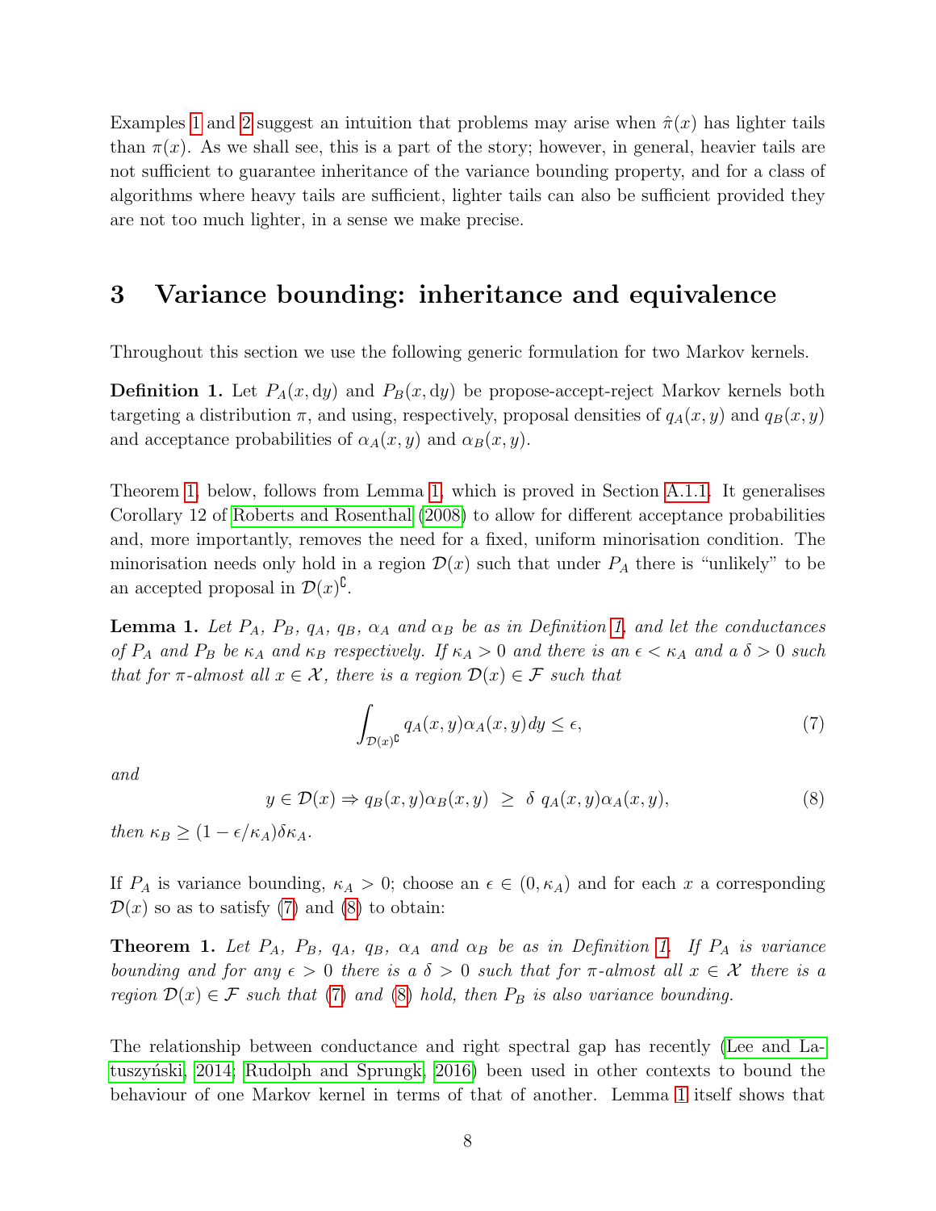Examples 1 and 2 suggest an intuition that problems may arise when $\hat{\pi}(x)$ has lighter tails than $\pi(x)$. As we shall see, this is a part of the story; however, in general, heavier tails are not sufficient to guarantee inheritance of the variance bounding property, and for a class of algorithms where heavy tails are sufficient, lighter tails can also be sufficient provided they are not too much lighter, in a sense we make precise.

# 3 Variance bounding: inheritance and equivalence

Throughout this section we use the following generic formulation for two Markov kernels.

**Definition 1.** Let $P_A(x, \mathrm{d}y)$ and $P_B(x, \mathrm{d}y)$ be propose-accept-reject Markov kernels both targeting a distribution $\pi$, and using, respectively, proposal densities of $q_A(x, y)$ and $q_B(x, y)$ and acceptance probabilities of $\alpha_A(x, y)$ and $\alpha_B(x, y)$.

Theorem 1, below, follows from Lemma 1, which is proved in Section A.1.1. It generalises Corollary 12 of Roberts and Rosenthal (2008) to allow for different acceptance probabilities and, more importantly, removes the need for a fixed, uniform minorisation condition. The minorisation needs only hold in a region $\mathcal{D}(x)$ such that under $P_A$ there is "unlikely" to be an accepted proposal in $\mathcal{D}(x)^\complement$.

**Lemma 1.** *Let $P_A$, $P_B$, $q_A$, $q_B$, $\alpha_A$ and $\alpha_B$ be as in Definition 1, and let the conductances of $P_A$ and $P_B$ be $\kappa_A$ and $\kappa_B$ respectively. If $\kappa_A > 0$ and there is an $\epsilon < \kappa_A$ and a $\delta > 0$ such that for $\pi$-almost all $x \in \mathcal{X}$, there is a region $\mathcal{D}(x) \in \mathcal{F}$ such that*

$$\int_{\mathcal{D}(x)^\complement} q_A(x, y)\alpha_A(x, y)dy \leq \epsilon, \tag{7}$$

*and*

$$y \in \mathcal{D}(x) \Rightarrow q_B(x, y)\alpha_B(x, y) \; \geq \; \delta \; q_A(x, y)\alpha_A(x, y), \tag{8}$$

*then $\kappa_B \geq (1 - \epsilon/\kappa_A)\delta\kappa_A$.*

If $P_A$ is variance bounding, $\kappa_A > 0$; choose an $\epsilon \in (0, \kappa_A)$ and for each $x$ a corresponding $\mathcal{D}(x)$ so as to satisfy (7) and (8) to obtain:

**Theorem 1.** *Let $P_A$, $P_B$, $q_A$, $q_B$, $\alpha_A$ and $\alpha_B$ be as in Definition 1. If $P_A$ is variance bounding and for any $\epsilon > 0$ there is a $\delta > 0$ such that for $\pi$-almost all $x \in \mathcal{X}$ there is a region $\mathcal{D}(x) \in \mathcal{F}$ such that (7) and (8) hold, then $P_B$ is also variance bounding.*

The relationship between conductance and right spectral gap has recently (Lee and Łatuszyński, 2014; Rudolph and Sprungk, 2016) been used in other contexts to bound the behaviour of one Markov kernel in terms of that of another. Lemma 1 itself shows that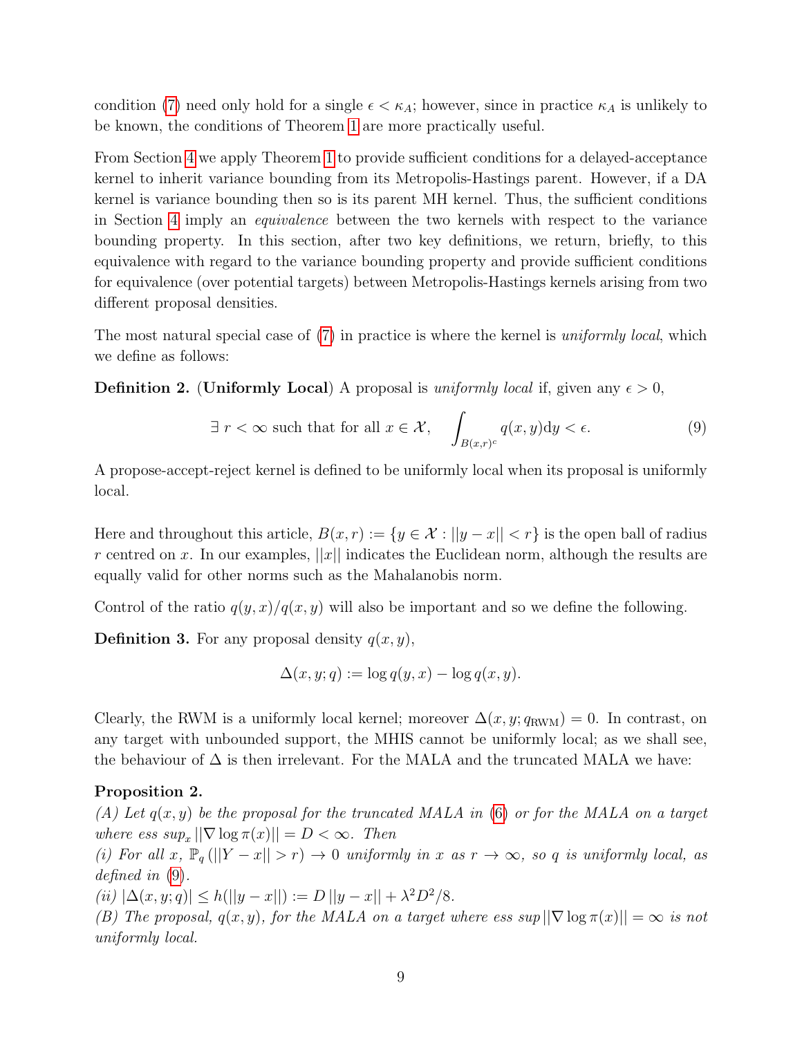condition (7) need only hold for a single $\epsilon < \kappa_A$; however, since in practice $\kappa_A$ is unlikely to be known, the conditions of Theorem 1 are more practically useful.

From Section 4 we apply Theorem 1 to provide sufficient conditions for a delayed-acceptance kernel to inherit variance bounding from its Metropolis-Hastings parent. However, if a DA kernel is variance bounding then so is its parent MH kernel. Thus, the sufficient conditions in Section 4 imply an *equivalence* between the two kernels with respect to the variance bounding property. In this section, after two key definitions, we return, briefly, to this equivalence with regard to the variance bounding property and provide sufficient conditions for equivalence (over potential targets) between Metropolis-Hastings kernels arising from two different proposal densities.

The most natural special case of (7) in practice is where the kernel is *uniformly local*, which we define as follows:

**Definition 2.** (**Uniformly Local**) A proposal is *uniformly local* if, given any $\epsilon > 0$,

$$\exists\ r < \infty \text{ such that for all } x \in \mathcal{X}, \quad \int_{B(x,r)^c} q(x,y)\mathrm{d}y < \epsilon. \tag{9}$$

A propose-accept-reject kernel is defined to be uniformly local when its proposal is uniformly local.

Here and throughout this article, $B(x,r) := \{y \in \mathcal{X} : ||y - x|| < r\}$ is the open ball of radius $r$ centred on $x$. In our examples, $||x||$ indicates the Euclidean norm, although the results are equally valid for other norms such as the Mahalanobis norm.

Control of the ratio $q(y,x)/q(x,y)$ will also be important and so we define the following.

**Definition 3.** For any proposal density $q(x,y)$,

$$\Delta(x,y;q) := \log q(y,x) - \log q(x,y).$$

Clearly, the RWM is a uniformly local kernel; moreover $\Delta(x,y;q_{\text{RWM}}) = 0$. In contrast, on any target with unbounded support, the MHIS cannot be uniformly local; as we shall see, the behaviour of $\Delta$ is then irrelevant. For the MALA and the truncated MALA we have:

**Proposition 2.**
*(A) Let $q(x,y)$ be the proposal for the truncated MALA in (6) or for the MALA on a target where ess $\sup_x ||\nabla \log \pi(x)|| = D < \infty$. Then*
*(i) For all $x$, $\mathbb{P}_q(||Y - x|| > r) \to 0$ uniformly in $x$ as $r \to \infty$, so $q$ is uniformly local, as defined in (9).*
*(ii) $|\Delta(x,y;q)| \leq h(||y-x||) := D\,||y - x|| + \lambda^2 D^2/8$.*
*(B) The proposal, $q(x,y)$, for the MALA on a target where ess sup $||\nabla \log \pi(x)|| = \infty$ is not uniformly local.*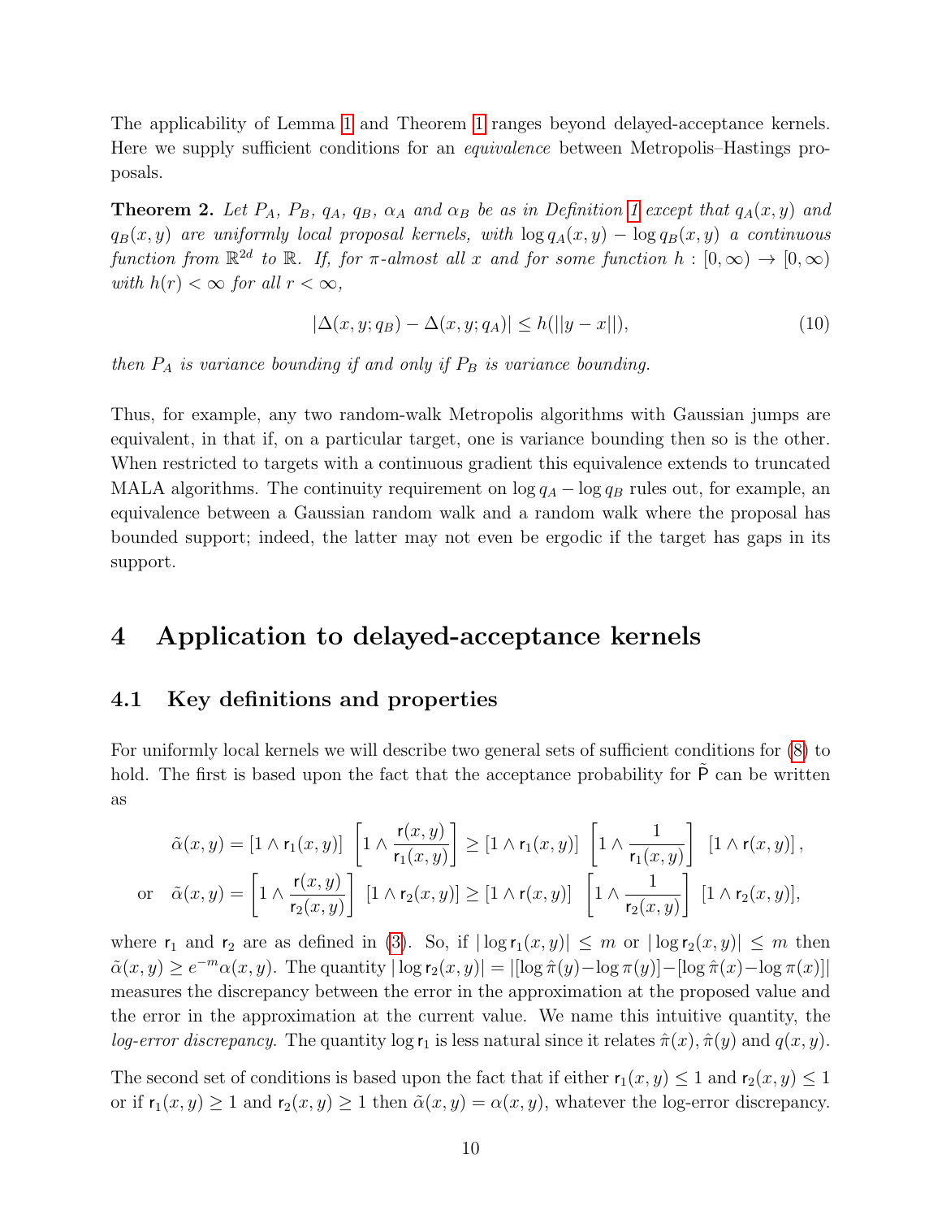The applicability of Lemma 1 and Theorem 1 ranges beyond delayed-acceptance kernels. Here we supply sufficient conditions for an *equivalence* between Metropolis–Hastings proposals.

**Theorem 2.** *Let $P_A$, $P_B$, $q_A$, $q_B$, $\alpha_A$ and $\alpha_B$ be as in Definition 1 except that $q_A(x,y)$ and $q_B(x,y)$ are uniformly local proposal kernels, with $\log q_A(x,y) - \log q_B(x,y)$ a continuous function from $\mathbb{R}^{2d}$ to $\mathbb{R}$. If, for $\pi$-almost all $x$ and for some function $h : [0,\infty) \to [0,\infty)$ with $h(r) < \infty$ for all $r < \infty$,*

$$|\Delta(x, y; q_B) - \Delta(x, y; q_A)| \leq h(||y - x||), \tag{10}$$

*then $P_A$ is variance bounding if and only if $P_B$ is variance bounding.*

Thus, for example, any two random-walk Metropolis algorithms with Gaussian jumps are equivalent, in that if, on a particular target, one is variance bounding then so is the other. When restricted to targets with a continuous gradient this equivalence extends to truncated MALA algorithms. The continuity requirement on $\log q_A - \log q_B$ rules out, for example, an equivalence between a Gaussian random walk and a random walk where the proposal has bounded support; indeed, the latter may not even be ergodic if the target has gaps in its support.

# 4 Application to delayed-acceptance kernels

## 4.1 Key definitions and properties

For uniformly local kernels we will describe two general sets of sufficient conditions for (8) to hold. The first is based upon the fact that the acceptance probability for $\tilde{\mathsf{P}}$ can be written as

$$\begin{aligned}
\tilde{\alpha}(x,y) &= [1 \wedge \mathsf{r}_1(x,y)] \left[1 \wedge \frac{\mathsf{r}(x,y)}{\mathsf{r}_1(x,y)}\right] \geq [1 \wedge \mathsf{r}_1(x,y)] \left[1 \wedge \frac{1}{\mathsf{r}_1(x,y)}\right] [1 \wedge \mathsf{r}(x,y)], \\
\text{or} \quad \tilde{\alpha}(x,y) &= \left[1 \wedge \frac{\mathsf{r}(x,y)}{\mathsf{r}_2(x,y)}\right] [1 \wedge \mathsf{r}_2(x,y)] \geq [1 \wedge \mathsf{r}(x,y)] \left[1 \wedge \frac{1}{\mathsf{r}_2(x,y)}\right] [1 \wedge \mathsf{r}_2(x,y)],
\end{aligned}$$

where $\mathsf{r}_1$ and $\mathsf{r}_2$ are as defined in (3). So, if $|\log \mathsf{r}_1(x,y)| \leq m$ or $|\log \mathsf{r}_2(x,y)| \leq m$ then $\tilde{\alpha}(x,y) \geq e^{-m}\alpha(x,y)$. The quantity $|\log \mathsf{r}_2(x,y)| = |[\log \hat{\pi}(y) - \log \pi(y)] - [\log \hat{\pi}(x) - \log \pi(x)]|$ measures the discrepancy between the error in the approximation at the proposed value and the error in the approximation at the current value. We name this intuitive quantity, the *log-error discrepancy*. The quantity $\log \mathsf{r}_1$ is less natural since it relates $\hat{\pi}(x)$, $\hat{\pi}(y)$ and $q(x,y)$.

The second set of conditions is based upon the fact that if either $\mathsf{r}_1(x,y) \leq 1$ and $\mathsf{r}_2(x,y) \leq 1$ or if $\mathsf{r}_1(x,y) \geq 1$ and $\mathsf{r}_2(x,y) \geq 1$ then $\tilde{\alpha}(x,y) = \alpha(x,y)$, whatever the log-error discrepancy.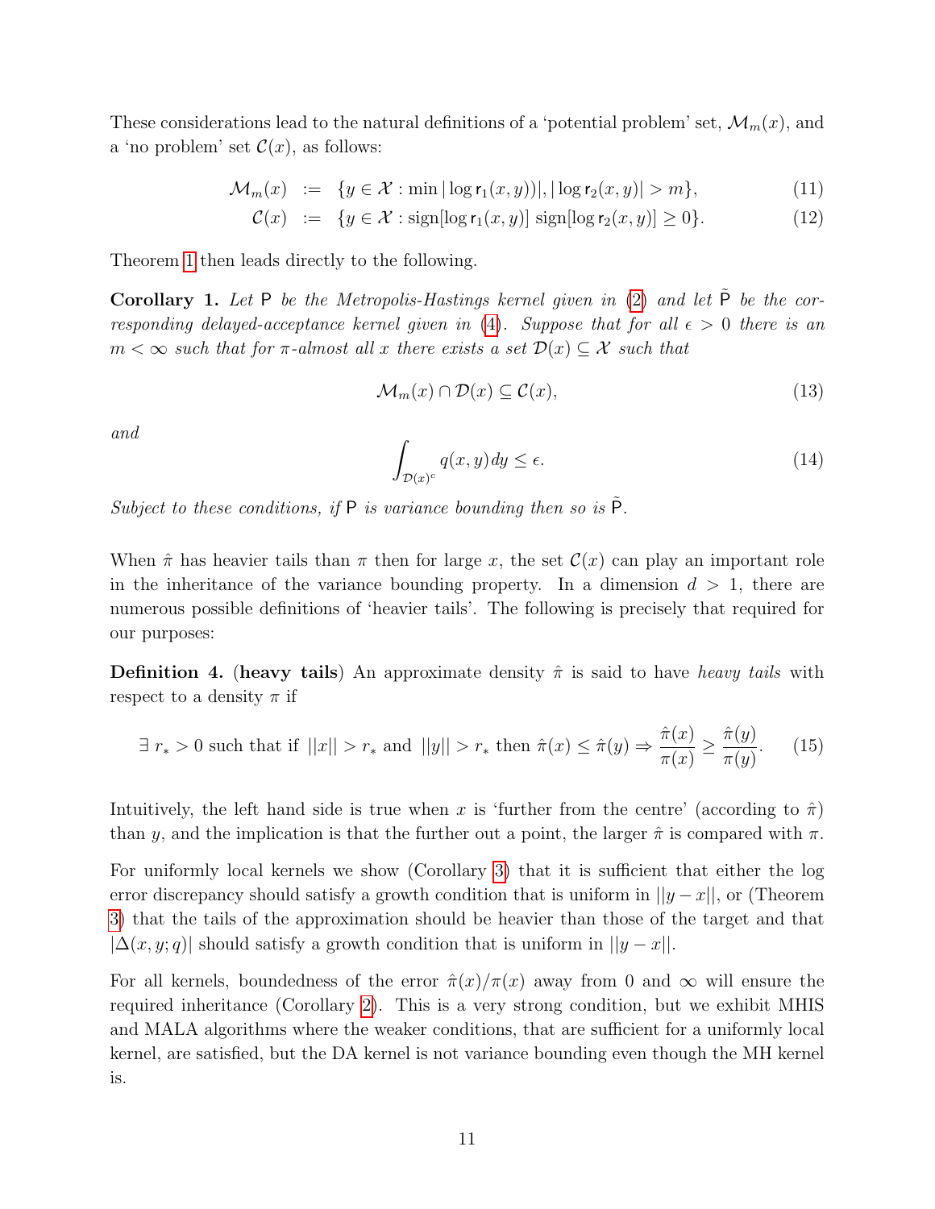These considerations lead to the natural definitions of a 'potential problem' set, $\mathcal{M}_m(x)$, and a 'no problem' set $\mathcal{C}(x)$, as follows:

$$
\begin{aligned}
\mathcal{M}_m(x) \; &:= \; \{y \in \mathcal{X} : \min |\log \mathsf{r}_1(x,y))|, |\log \mathsf{r}_2(x,y)| > m\}, &(11)\\
\mathcal{C}(x) \; &:= \; \{y \in \mathcal{X} : \text{sign}[\log \mathsf{r}_1(x,y)] \,\text{sign}[\log \mathsf{r}_2(x,y)] \geq 0\}. &(12)
\end{aligned}
$$

Theorem 1 then leads directly to the following.

**Corollary 1.** *Let* $\mathsf{P}$ *be the Metropolis-Hastings kernel given in* (2) *and let* $\tilde{\mathsf{P}}$ *be the corresponding delayed-acceptance kernel given in* (4)*. Suppose that for all* $\epsilon > 0$ *there is an* $m < \infty$ *such that for* $\pi$*-almost all* $x$ *there exists a set* $\mathcal{D}(x) \subseteq \mathcal{X}$ *such that*

$$
\mathcal{M}_m(x) \cap \mathcal{D}(x) \subseteq \mathcal{C}(x), \tag{13}
$$

*and*

$$
\int_{\mathcal{D}(x)^c} q(x,y)\,dy \leq \epsilon. \tag{14}
$$

*Subject to these conditions, if* $\mathsf{P}$ *is variance bounding then so is* $\tilde{\mathsf{P}}$*.*

When $\hat{\pi}$ has heavier tails than $\pi$ then for large $x$, the set $\mathcal{C}(x)$ can play an important role in the inheritance of the variance bounding property. In a dimension $d > 1$, there are numerous possible definitions of 'heavier tails'. The following is precisely that required for our purposes:

**Definition 4.** (**heavy tails**) An approximate density $\hat{\pi}$ is said to have *heavy tails* with respect to a density $\pi$ if

$$
\exists\; r_* > 0 \text{ such that if } ||x|| > r_* \text{ and } ||y|| > r_* \text{ then } \hat{\pi}(x) \leq \hat{\pi}(y) \Rightarrow \frac{\hat{\pi}(x)}{\pi(x)} \geq \frac{\hat{\pi}(y)}{\pi(y)}. \tag{15}
$$

Intuitively, the left hand side is true when $x$ is 'further from the centre' (according to $\hat{\pi}$) than $y$, and the implication is that the further out a point, the larger $\hat{\pi}$ is compared with $\pi$.

For uniformly local kernels we show (Corollary 3) that it is sufficient that either the log error discrepancy should satisfy a growth condition that is uniform in $||y-x||$, or (Theorem 3) that the tails of the approximation should be heavier than those of the target and that $|\Delta(x,y;q)|$ should satisfy a growth condition that is uniform in $||y-x||$.

For all kernels, boundedness of the error $\hat{\pi}(x)/\pi(x)$ away from 0 and $\infty$ will ensure the required inheritance (Corollary 2). This is a very strong condition, but we exhibit MHIS and MALA algorithms where the weaker conditions, that are sufficient for a uniformly local kernel, are satisfied, but the DA kernel is not variance bounding even though the MH kernel is.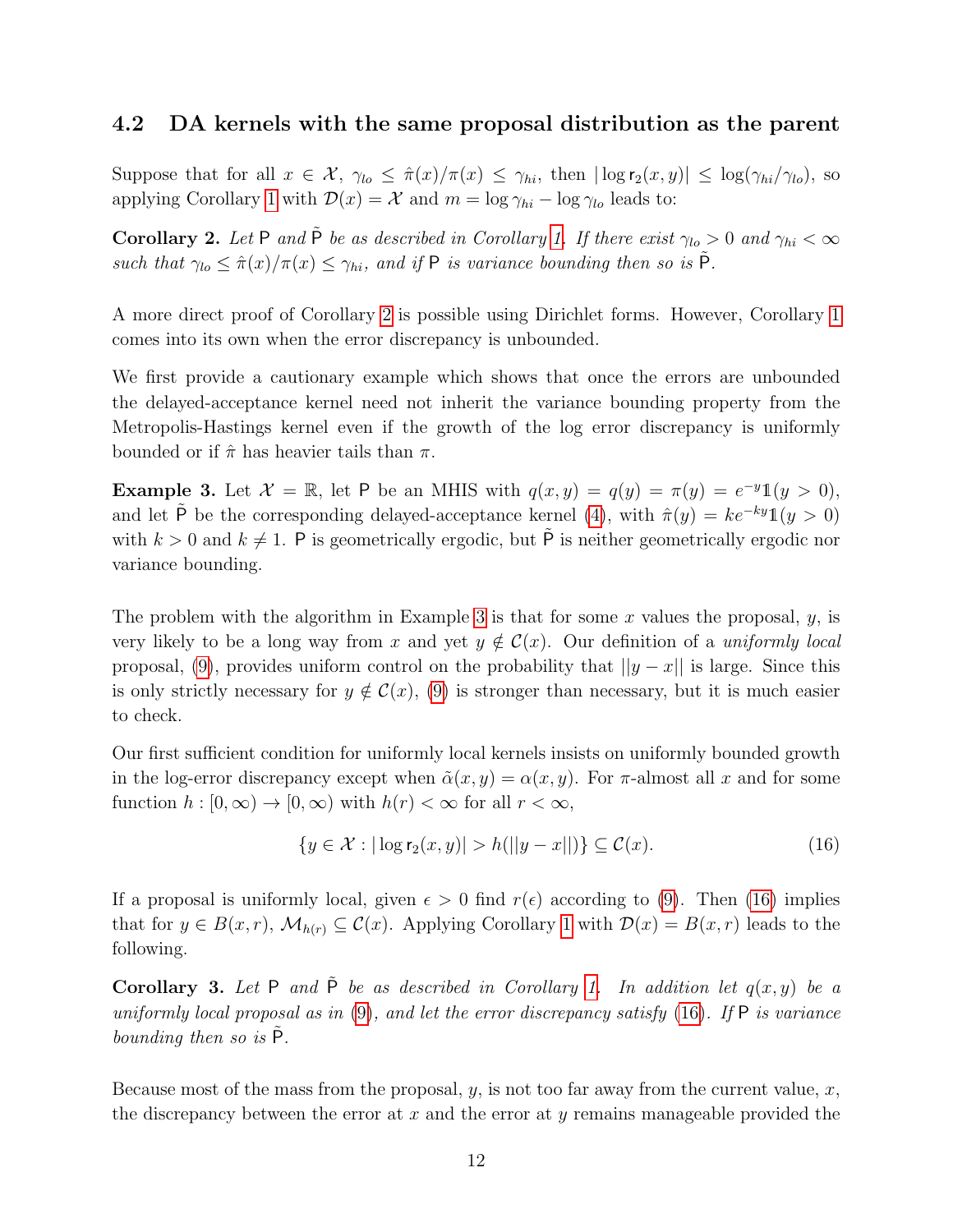### 4.2 DA kernels with the same proposal distribution as the parent

Suppose that for all $x \in \mathcal{X}$, $\gamma_{lo} \leq \hat{\pi}(x)/\pi(x) \leq \gamma_{hi}$, then $|\log \mathsf{r}_2(x,y)| \leq \log(\gamma_{hi}/\gamma_{lo})$, so applying Corollary 1 with $\mathcal{D}(x) = \mathcal{X}$ and $m = \log \gamma_{hi} - \log \gamma_{lo}$ leads to:

**Corollary 2.** *Let* $\mathsf{P}$ *and* $\tilde{\mathsf{P}}$ *be as described in Corollary 1. If there exist* $\gamma_{lo} > 0$ *and* $\gamma_{hi} < \infty$ *such that* $\gamma_{lo} \leq \hat{\pi}(x)/\pi(x) \leq \gamma_{hi}$*, and if* $\mathsf{P}$ *is variance bounding then so is* $\tilde{\mathsf{P}}$.

A more direct proof of Corollary 2 is possible using Dirichlet forms. However, Corollary 1 comes into its own when the error discrepancy is unbounded.

We first provide a cautionary example which shows that once the errors are unbounded the delayed-acceptance kernel need not inherit the variance bounding property from the Metropolis-Hastings kernel even if the growth of the log error discrepancy is uniformly bounded or if $\hat{\pi}$ has heavier tails than $\pi$.

**Example 3.** Let $\mathcal{X} = \mathbb{R}$, let $\mathsf{P}$ be an MHIS with $q(x,y) = q(y) = \pi(y) = e^{-y}\mathbb{1}(y > 0)$, and let $\tilde{\mathsf{P}}$ be the corresponding delayed-acceptance kernel (4), with $\hat{\pi}(y) = ke^{-ky}\mathbb{1}(y > 0)$ with $k > 0$ and $k \neq 1$. $\mathsf{P}$ is geometrically ergodic, but $\tilde{\mathsf{P}}$ is neither geometrically ergodic nor variance bounding.

The problem with the algorithm in Example 3 is that for some $x$ values the proposal, $y$, is very likely to be a long way from $x$ and yet $y \notin \mathcal{C}(x)$. Our definition of a *uniformly local* proposal, (9), provides uniform control on the probability that $||y - x||$ is large. Since this is only strictly necessary for $y \notin \mathcal{C}(x)$, (9) is stronger than necessary, but it is much easier to check.

Our first sufficient condition for uniformly local kernels insists on uniformly bounded growth in the log-error discrepancy except when $\tilde{\alpha}(x,y) = \alpha(x,y)$. For $\pi$-almost all $x$ and for some function $h : [0,\infty) \to [0,\infty)$ with $h(r) < \infty$ for all $r < \infty$,

$$\{y \in \mathcal{X} : |\log \mathsf{r}_2(x,y)| > h(||y - x||)\} \subseteq \mathcal{C}(x). \tag{16}$$

If a proposal is uniformly local, given $\epsilon > 0$ find $r(\epsilon)$ according to (9). Then (16) implies that for $y \in B(x,r)$, $\mathcal{M}_{h(r)} \subseteq \mathcal{C}(x)$. Applying Corollary 1 with $\mathcal{D}(x) = B(x,r)$ leads to the following.

**Corollary 3.** *Let* $\mathsf{P}$ *and* $\tilde{\mathsf{P}}$ *be as described in Corollary 1. In addition let* $q(x,y)$ *be a uniformly local proposal as in (9), and let the error discrepancy satisfy (16). If* $\mathsf{P}$ *is variance bounding then so is* $\tilde{\mathsf{P}}$.

Because most of the mass from the proposal, $y$, is not too far away from the current value, $x$, the discrepancy between the error at $x$ and the error at $y$ remains manageable provided the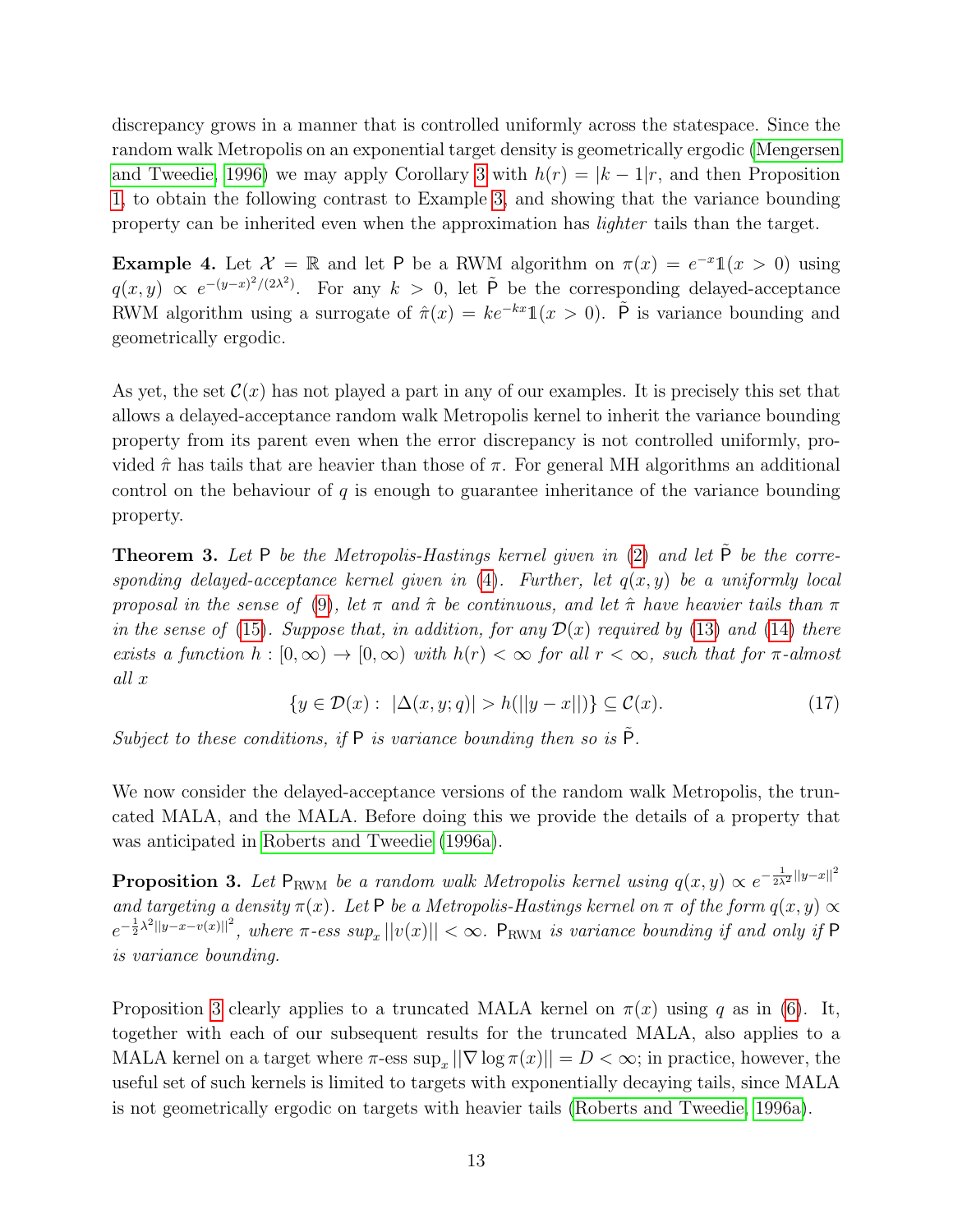discrepancy grows in a manner that is controlled uniformly across the statespace. Since the random walk Metropolis on an exponential target density is geometrically ergodic (Mengersen and Tweedie, 1996) we may apply Corollary 3 with $h(r) = |k-1|r$, and then Proposition 1, to obtain the following contrast to Example 3, and showing that the variance bounding property can be inherited even when the approximation has *lighter* tails than the target.

**Example 4.** Let $\mathcal{X} = \mathbb{R}$ and let $\mathsf{P}$ be a RWM algorithm on $\pi(x) = e^{-x}\mathbb{1}(x > 0)$ using $q(x, y) \propto e^{-(y-x)^2/(2\lambda^2)}$. For any $k > 0$, let $\tilde{\mathsf{P}}$ be the corresponding delayed-acceptance RWM algorithm using a surrogate of $\hat{\pi}(x) = ke^{-kx}\mathbb{1}(x > 0)$. $\tilde{\mathsf{P}}$ is variance bounding and geometrically ergodic.

As yet, the set $\mathcal{C}(x)$ has not played a part in any of our examples. It is precisely this set that allows a delayed-acceptance random walk Metropolis kernel to inherit the variance bounding property from its parent even when the error discrepancy is not controlled uniformly, provided $\hat{\pi}$ has tails that are heavier than those of $\pi$. For general MH algorithms an additional control on the behaviour of $q$ is enough to guarantee inheritance of the variance bounding property.

**Theorem 3.** *Let $\mathsf{P}$ be the Metropolis-Hastings kernel given in (2) and let $\tilde{\mathsf{P}}$ be the corresponding delayed-acceptance kernel given in (4). Further, let $q(x, y)$ be a uniformly local proposal in the sense of (9), let $\pi$ and $\hat{\pi}$ be continuous, and let $\hat{\pi}$ have heavier tails than $\pi$ in the sense of (15). Suppose that, in addition, for any $\mathcal{D}(x)$ required by (13) and (14) there exists a function $h : [0, \infty) \to [0, \infty)$ with $h(r) < \infty$ for all $r < \infty$, such that for $\pi$-almost all $x$*

$$\{y \in \mathcal{D}(x) : \ |\Delta(x, y; q)| > h(||y - x||)\} \subseteq \mathcal{C}(x). \tag{17}$$

*Subject to these conditions, if $\mathsf{P}$ is variance bounding then so is $\tilde{\mathsf{P}}$.*

We now consider the delayed-acceptance versions of the random walk Metropolis, the truncated MALA, and the MALA. Before doing this we provide the details of a property that was anticipated in Roberts and Tweedie (1996a).

**Proposition 3.** *Let $\mathsf{P}_{\text{RWM}}$ be a random walk Metropolis kernel using $q(x, y) \propto e^{-\frac{1}{2\lambda^2}||y-x||^2}$ and targeting a density $\pi(x)$. Let $\mathsf{P}$ be a Metropolis-Hastings kernel on $\pi$ of the form $q(x, y) \propto e^{-\frac{1}{2}\lambda^2||y-x-v(x)||^2}$, where $\pi$-ess $\sup_x ||v(x)|| < \infty$. $\mathsf{P}_{\text{RWM}}$ is variance bounding if and only if $\mathsf{P}$ is variance bounding.*

Proposition 3 clearly applies to a truncated MALA kernel on $\pi(x)$ using $q$ as in (6). It, together with each of our subsequent results for the truncated MALA, also applies to a MALA kernel on a target where $\pi$-ess $\sup_x ||\nabla \log \pi(x)|| = D < \infty$; in practice, however, the useful set of such kernels is limited to targets with exponentially decaying tails, since MALA is not geometrically ergodic on targets with heavier tails (Roberts and Tweedie, 1996a).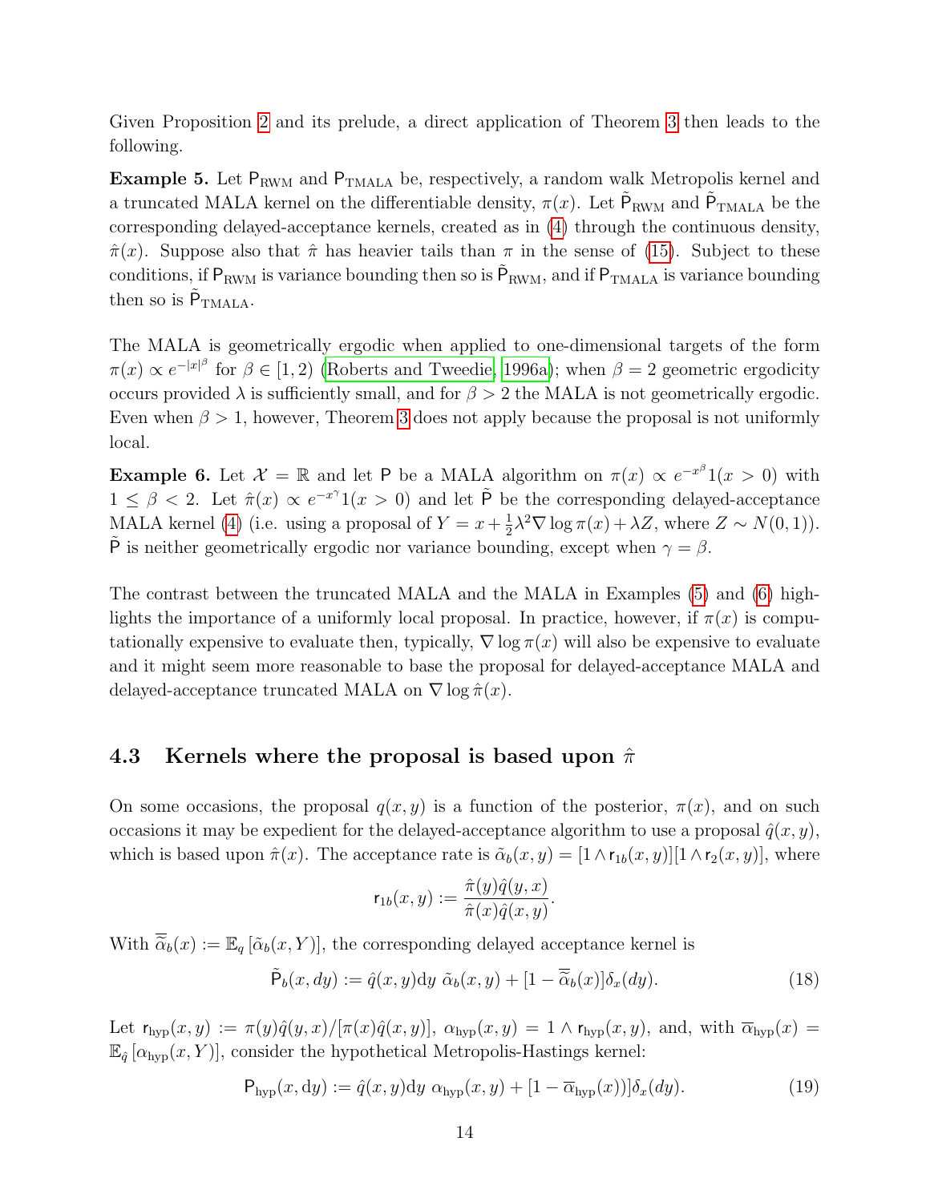Given Proposition 2 and its prelude, a direct application of Theorem 3 then leads to the following.

**Example 5.** Let $\mathsf{P}_{\text{RWM}}$ and $\mathsf{P}_{\text{TMALA}}$ be, respectively, a random walk Metropolis kernel and a truncated MALA kernel on the differentiable density, $\pi(x)$. Let $\tilde{\mathsf{P}}_{\text{RWM}}$ and $\tilde{\mathsf{P}}_{\text{TMALA}}$ be the corresponding delayed-acceptance kernels, created as in (4) through the continuous density, $\hat{\pi}(x)$. Suppose also that $\hat{\pi}$ has heavier tails than $\pi$ in the sense of (15). Subject to these conditions, if $\mathsf{P}_{\text{RWM}}$ is variance bounding then so is $\tilde{\mathsf{P}}_{\text{RWM}}$, and if $\mathsf{P}_{\text{TMALA}}$ is variance bounding then so is $\tilde{\mathsf{P}}_{\text{TMALA}}$.

The MALA is geometrically ergodic when applied to one-dimensional targets of the form $\pi(x) \propto e^{-|x|^\beta}$ for $\beta \in [1, 2)$ (Roberts and Tweedie, 1996a); when $\beta = 2$ geometric ergodicity occurs provided $\lambda$ is sufficiently small, and for $\beta > 2$ the MALA is not geometrically ergodic. Even when $\beta > 1$, however, Theorem 3 does not apply because the proposal is not uniformly local.

**Example 6.** Let $\mathcal{X} = \mathbb{R}$ and let $\mathsf{P}$ be a MALA algorithm on $\pi(x) \propto e^{-x^\beta}1(x > 0)$ with $1 \leq \beta < 2$. Let $\hat{\pi}(x) \propto e^{-x^\gamma}1(x > 0)$ and let $\tilde{\mathsf{P}}$ be the corresponding delayed-acceptance MALA kernel (4) (i.e. using a proposal of $Y = x + \frac{1}{2}\lambda^2\nabla \log \pi(x) + \lambda Z$, where $Z \sim N(0, 1)$). $\tilde{\mathsf{P}}$ is neither geometrically ergodic nor variance bounding, except when $\gamma = \beta$.

The contrast between the truncated MALA and the MALA in Examples (5) and (6) highlights the importance of a uniformly local proposal. In practice, however, if $\pi(x)$ is computationally expensive to evaluate then, typically, $\nabla \log \pi(x)$ will also be expensive to evaluate and it might seem more reasonable to base the proposal for delayed-acceptance MALA and delayed-acceptance truncated MALA on $\nabla \log \hat{\pi}(x)$.

### 4.3 Kernels where the proposal is based upon $\hat{\pi}$

On some occasions, the proposal $q(x, y)$ is a function of the posterior, $\pi(x)$, and on such occasions it may be expedient for the delayed-acceptance algorithm to use a proposal $\hat{q}(x, y)$, which is based upon $\hat{\pi}(x)$. The acceptance rate is $\tilde{\alpha}_b(x, y) = [1 \wedge \mathsf{r}_{1b}(x, y)][1 \wedge \mathsf{r}_2(x, y)]$, where

$$\mathsf{r}_{1b}(x, y) := \frac{\hat{\pi}(y)\hat{q}(y, x)}{\hat{\pi}(x)\hat{q}(x, y)}.$$

With $\overline{\tilde{\alpha}}_b(x) := \mathbb{E}_q\left[\tilde{\alpha}_b(x, Y)\right]$, the corresponding delayed acceptance kernel is

$$\tilde{\mathsf{P}}_b(x, dy) := \hat{q}(x, y)\text{d}y\ \tilde{\alpha}_b(x, y) + [1 - \overline{\tilde{\alpha}}_b(x)]\delta_x(dy). \tag{18}$$

Let $\mathsf{r}_{\text{hyp}}(x, y) := \pi(y)\hat{q}(y, x)/[\pi(x)\hat{q}(x, y)]$, $\alpha_{\text{hyp}}(x, y) = 1 \wedge \mathsf{r}_{\text{hyp}}(x, y)$, and, with $\overline{\alpha}_{\text{hyp}}(x) = \mathbb{E}_{\hat{q}}\left[\alpha_{\text{hyp}}(x, Y)\right]$, consider the hypothetical Metropolis-Hastings kernel:

$$\mathsf{P}_{\text{hyp}}(x, \text{d}y) := \hat{q}(x, y)\text{d}y\ \alpha_{\text{hyp}}(x, y) + [1 - \overline{\alpha}_{\text{hyp}}(x))]\delta_x(dy). \tag{19}$$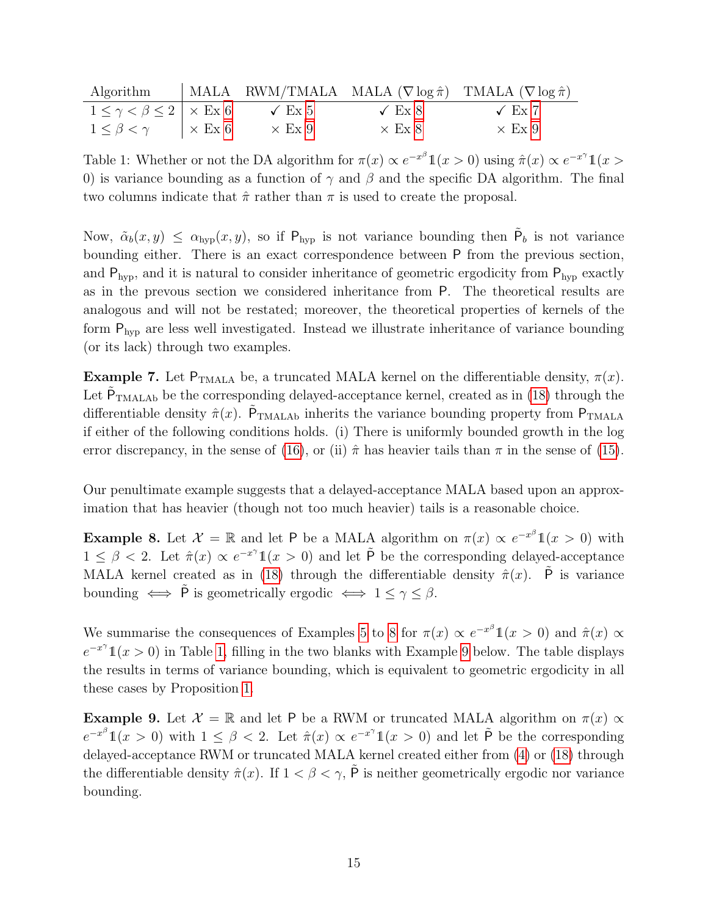| Algorithm | MALA | RWM/TMALA | MALA ($\nabla \log \hat{\pi}$) | TMALA ($\nabla \log \hat{\pi}$) |
|---|---|---|---|---|
| $1 \le \gamma < \beta \le 2$ | × Ex 6 | ✓ Ex 5 | ✓ Ex 8 | ✓ Ex 7 |
| $1 \le \beta < \gamma$ | × Ex 6 | × Ex 9 | × Ex 8 | × Ex 9 |

Table 1: Whether or not the DA algorithm for $\pi(x) \propto e^{-x^\beta}\mathbb{1}(x > 0)$ using $\hat{\pi}(x) \propto e^{-x^\gamma}\mathbb{1}(x > 0)$ is variance bounding as a function of $\gamma$ and $\beta$ and the specific DA algorithm. The final two columns indicate that $\hat{\pi}$ rather than $\pi$ is used to create the proposal.

Now, $\tilde{\alpha}_b(x, y) \le \alpha_{\text{hyp}}(x, y)$, so if $\mathsf{P}_{\text{hyp}}$ is not variance bounding then $\tilde{\mathsf{P}}_b$ is not variance bounding either. There is an exact correspondence between $\mathsf{P}$ from the previous section, and $\mathsf{P}_{\text{hyp}}$, and it is natural to consider inheritance of geometric ergodicity from $\mathsf{P}_{\text{hyp}}$ exactly as in the prevous section we considered inheritance from $\mathsf{P}$. The theoretical results are analogous and will not be restated; moreover, the theoretical properties of kernels of the form $\mathsf{P}_{\text{hyp}}$ are less well investigated. Instead we illustrate inheritance of variance bounding (or its lack) through two examples.

**Example 7.** Let $\mathsf{P}_{\text{TMALA}}$ be, a truncated MALA kernel on the differentiable density, $\pi(x)$. Let $\tilde{\mathsf{P}}_{\text{TMALAb}}$ be the corresponding delayed-acceptance kernel, created as in (18) through the differentiable density $\hat{\pi}(x)$. $\tilde{\mathsf{P}}_{\text{TMALAb}}$ inherits the variance bounding property from $\mathsf{P}_{\text{TMALA}}$ if either of the following conditions holds. (i) There is uniformly bounded growth in the log error discrepancy, in the sense of (16), or (ii) $\hat{\pi}$ has heavier tails than $\pi$ in the sense of (15).

Our penultimate example suggests that a delayed-acceptance MALA based upon an approximation that has heavier (though not too much heavier) tails is a reasonable choice.

**Example 8.** Let $\mathcal{X} = \mathbb{R}$ and let $\mathsf{P}$ be a MALA algorithm on $\pi(x) \propto e^{-x^\beta}\mathbb{1}(x > 0)$ with $1 \le \beta < 2$. Let $\hat{\pi}(x) \propto e^{-x^\gamma}\mathbb{1}(x > 0)$ and let $\tilde{\mathsf{P}}$ be the corresponding delayed-acceptance MALA kernel created as in (18) through the differentiable density $\hat{\pi}(x)$. $\tilde{\mathsf{P}}$ is variance bounding $\iff$ $\tilde{\mathsf{P}}$ is geometrically ergodic $\iff$ $1 \le \gamma \le \beta$.

We summarise the consequences of Examples 5 to 8 for $\pi(x) \propto e^{-x^\beta}\mathbb{1}(x > 0)$ and $\hat{\pi}(x) \propto e^{-x^\gamma}\mathbb{1}(x > 0)$ in Table 1, filling in the two blanks with Example 9 below. The table displays the results in terms of variance bounding, which is equivalent to geometric ergodicity in all these cases by Proposition 1.

**Example 9.** Let $\mathcal{X} = \mathbb{R}$ and let $\mathsf{P}$ be a RWM or truncated MALA algorithm on $\pi(x) \propto e^{-x^\beta}\mathbb{1}(x > 0)$ with $1 \le \beta < 2$. Let $\hat{\pi}(x) \propto e^{-x^\gamma}\mathbb{1}(x > 0)$ and let $\tilde{\mathsf{P}}$ be the corresponding delayed-acceptance RWM or truncated MALA kernel created either from (4) or (18) through the differentiable density $\hat{\pi}(x)$. If $1 < \beta < \gamma$, $\tilde{\mathsf{P}}$ is neither geometrically ergodic nor variance bounding.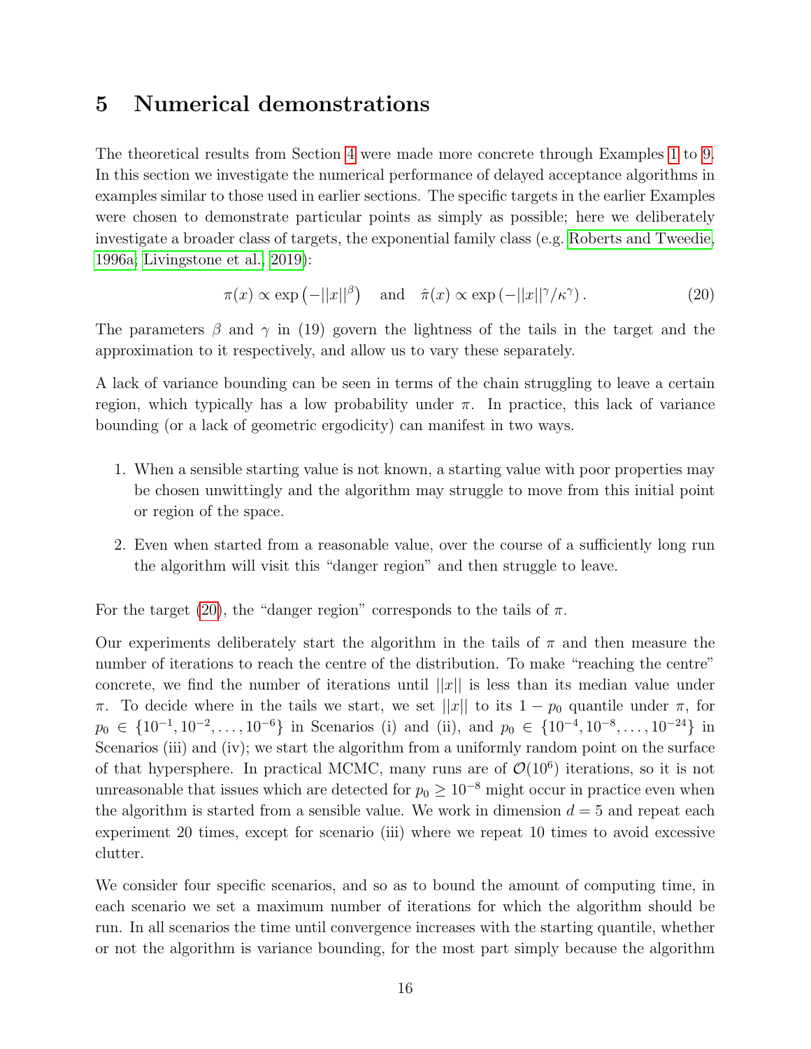# 5 Numerical demonstrations

The theoretical results from Section 4 were made more concrete through Examples 1 to 9. In this section we investigate the numerical performance of delayed acceptance algorithms in examples similar to those used in earlier sections. The specific targets in the earlier Examples were chosen to demonstrate particular points as simply as possible; here we deliberately investigate a broader class of targets, the exponential family class (e.g. Roberts and Tweedie, 1996a; Livingstone et al., 2019):

$$\pi(x) \propto \exp\left(-||x||^{\beta}\right) \quad \text{and} \quad \hat{\pi}(x) \propto \exp\left(-||x||^{\gamma}/\kappa^{\gamma}\right). \tag{20}$$

The parameters $\beta$ and $\gamma$ in (19) govern the lightness of the tails in the target and the approximation to it respectively, and allow us to vary these separately.

A lack of variance bounding can be seen in terms of the chain struggling to leave a certain region, which typically has a low probability under $\pi$. In practice, this lack of variance bounding (or a lack of geometric ergodicity) can manifest in two ways.

1. When a sensible starting value is not known, a starting value with poor properties may be chosen unwittingly and the algorithm may struggle to move from this initial point or region of the space.
2. Even when started from a reasonable value, over the course of a sufficiently long run the algorithm will visit this "danger region" and then struggle to leave.

For the target (20), the "danger region" corresponds to the tails of $\pi$.

Our experiments deliberately start the algorithm in the tails of $\pi$ and then measure the number of iterations to reach the centre of the distribution. To make "reaching the centre" concrete, we find the number of iterations until $||x||$ is less than its median value under $\pi$. To decide where in the tails we start, we set $||x||$ to its $1 - p_0$ quantile under $\pi$, for $p_0 \in \{10^{-1}, 10^{-2}, \ldots, 10^{-6}\}$ in Scenarios (i) and (ii), and $p_0 \in \{10^{-4}, 10^{-8}, \ldots, 10^{-24}\}$ in Scenarios (iii) and (iv); we start the algorithm from a uniformly random point on the surface of that hypersphere. In practical MCMC, many runs are of $\mathcal{O}(10^6)$ iterations, so it is not unreasonable that issues which are detected for $p_0 \geq 10^{-8}$ might occur in practice even when the algorithm is started from a sensible value. We work in dimension $d = 5$ and repeat each experiment 20 times, except for scenario (iii) where we repeat 10 times to avoid excessive clutter.

We consider four specific scenarios, and so as to bound the amount of computing time, in each scenario we set a maximum number of iterations for which the algorithm should be run. In all scenarios the time until convergence increases with the starting quantile, whether or not the algorithm is variance bounding, for the most part simply because the algorithm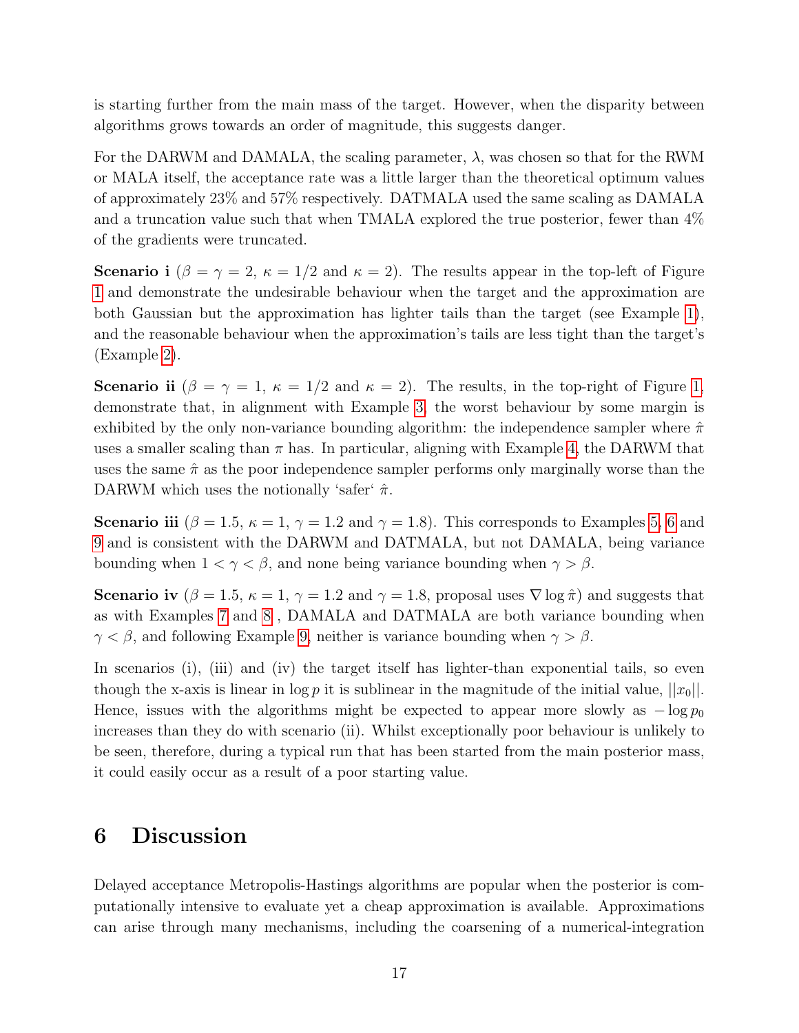is starting further from the main mass of the target. However, when the disparity between algorithms grows towards an order of magnitude, this suggests danger.

For the DARWM and DAMALA, the scaling parameter, $\lambda$, was chosen so that for the RWM or MALA itself, the acceptance rate was a little larger than the theoretical optimum values of approximately 23% and 57% respectively. DATMALA used the same scaling as DAMALA and a truncation value such that when TMALA explored the true posterior, fewer than 4% of the gradients were truncated.

**Scenario i** ($\beta = \gamma = 2$, $\kappa = 1/2$ and $\kappa = 2$). The results appear in the top-left of Figure 1 and demonstrate the undesirable behaviour when the target and the approximation are both Gaussian but the approximation has lighter tails than the target (see Example 1), and the reasonable behaviour when the approximation's tails are less tight than the target's (Example 2).

**Scenario ii** ($\beta = \gamma = 1$, $\kappa = 1/2$ and $\kappa = 2$). The results, in the top-right of Figure 1, demonstrate that, in alignment with Example 3, the worst behaviour by some margin is exhibited by the only non-variance bounding algorithm: the independence sampler where $\hat{\pi}$ uses a smaller scaling than $\pi$ has. In particular, aligning with Example 4, the DARWM that uses the same $\hat{\pi}$ as the poor independence sampler performs only marginally worse than the DARWM which uses the notionally 'safer' $\hat{\pi}$.

**Scenario iii** ($\beta = 1.5$, $\kappa = 1$, $\gamma = 1.2$ and $\gamma = 1.8$). This corresponds to Examples 5, 6 and 9 and is consistent with the DARWM and DATMALA, but not DAMALA, being variance bounding when $1 < \gamma < \beta$, and none being variance bounding when $\gamma > \beta$.

**Scenario iv** ($\beta = 1.5$, $\kappa = 1$, $\gamma = 1.2$ and $\gamma = 1.8$, proposal uses $\nabla \log \hat{\pi}$) and suggests that as with Examples 7 and 8 , DAMALA and DATMALA are both variance bounding when $\gamma < \beta$, and following Example 9, neither is variance bounding when $\gamma > \beta$.

In scenarios (i), (iii) and (iv) the target itself has lighter-than exponential tails, so even though the x-axis is linear in $\log p$ it is sublinear in the magnitude of the initial value, $||x_0||$. Hence, issues with the algorithms might be expected to appear more slowly as $-\log p_0$ increases than they do with scenario (ii). Whilst exceptionally poor behaviour is unlikely to be seen, therefore, during a typical run that has been started from the main posterior mass, it could easily occur as a result of a poor starting value.

# 6 Discussion

Delayed acceptance Metropolis-Hastings algorithms are popular when the posterior is computationally intensive to evaluate yet a cheap approximation is available. Approximations can arise through many mechanisms, including the coarsening of a numerical-integration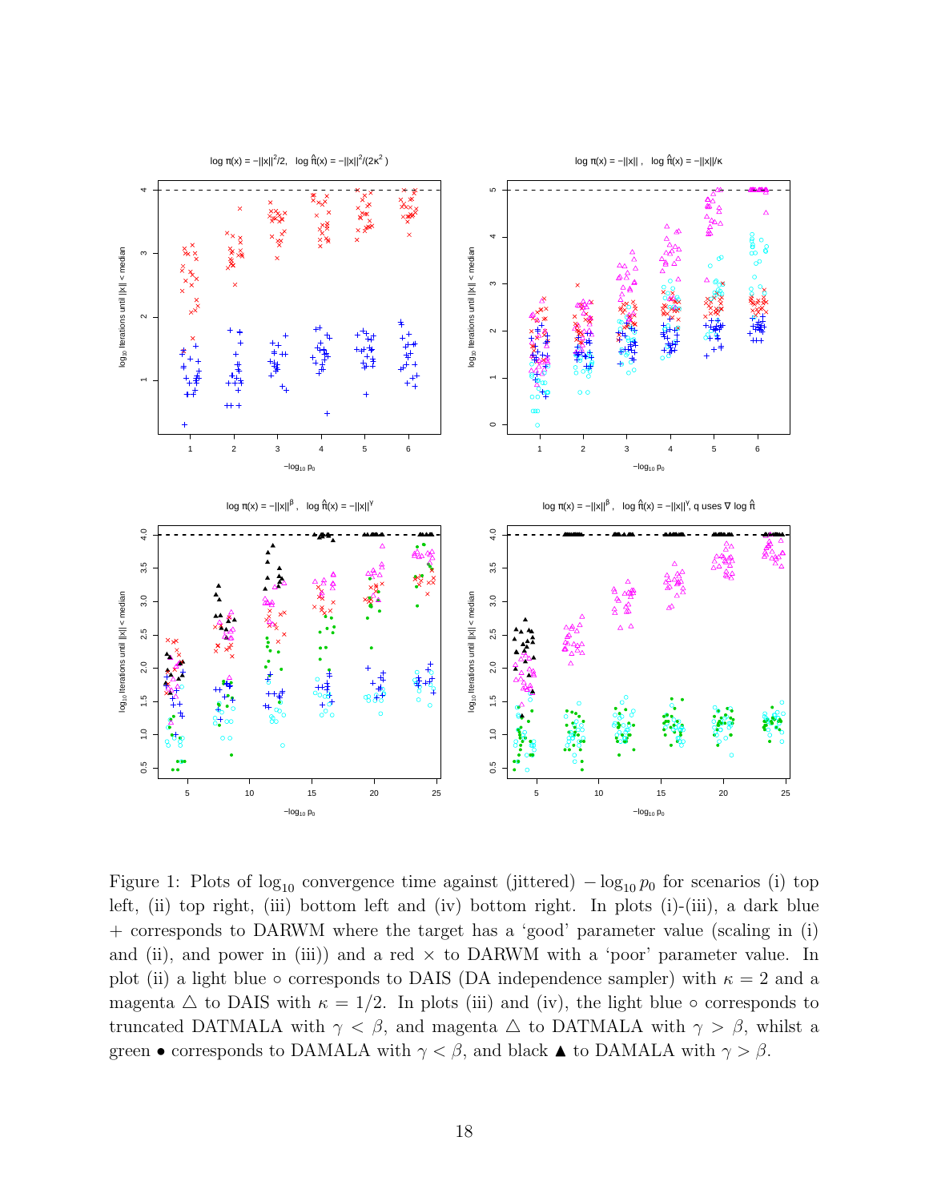Figure 1: Plots of $\log_{10}$ convergence time against (jittered) $-\log_{10} p_0$ for scenarios (i) top left, (ii) top right, (iii) bottom left and (iv) bottom right. In plots (i)-(iii), a dark blue + corresponds to DARWM where the target has a 'good' parameter value (scaling in (i) and (ii), and power in (iii)) and a red × to DARWM with a 'poor' parameter value. In plot (ii) a light blue ○ corresponds to DAIS (DA independence sampler) with $\kappa = 2$ and a magenta △ to DAIS with $\kappa = 1/2$. In plots (iii) and (iv), the light blue ○ corresponds to truncated DATMALA with $\gamma < \beta$, and magenta △ to DATMALA with $\gamma > \beta$, whilst a green • corresponds to DAMALA with $\gamma < \beta$, and black ▲ to DAMALA with $\gamma > \beta$.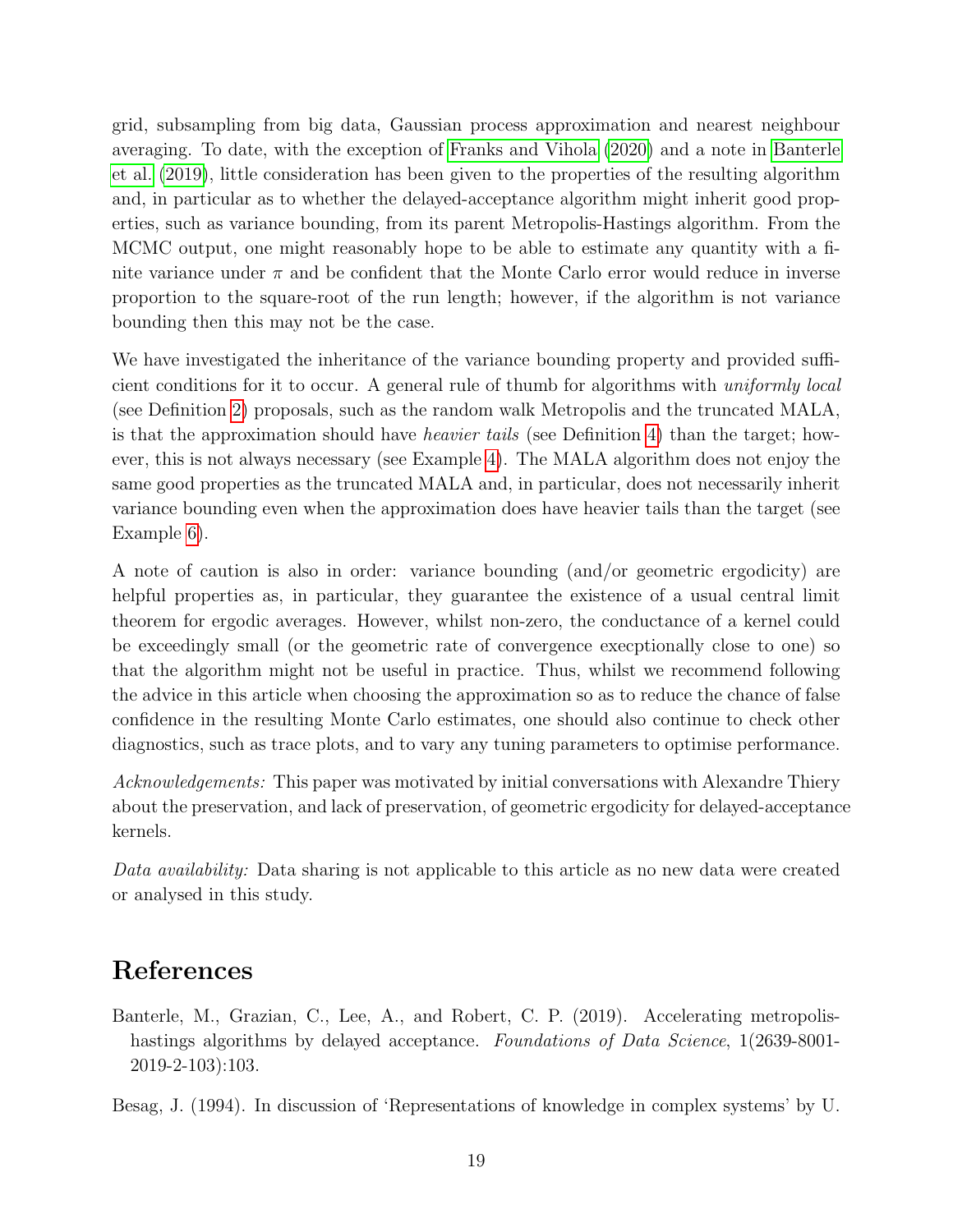grid, subsampling from big data, Gaussian process approximation and nearest neighbour averaging. To date, with the exception of Franks and Vihola (2020) and a note in Banterle et al. (2019), little consideration has been given to the properties of the resulting algorithm and, in particular as to whether the delayed-acceptance algorithm might inherit good properties, such as variance bounding, from its parent Metropolis-Hastings algorithm. From the MCMC output, one might reasonably hope to be able to estimate any quantity with a finite variance under $\pi$ and be confident that the Monte Carlo error would reduce in inverse proportion to the square-root of the run length; however, if the algorithm is not variance bounding then this may not be the case.

We have investigated the inheritance of the variance bounding property and provided sufficient conditions for it to occur. A general rule of thumb for algorithms with *uniformly local* (see Definition 2) proposals, such as the random walk Metropolis and the truncated MALA, is that the approximation should have *heavier tails* (see Definition 4) than the target; however, this is not always necessary (see Example 4). The MALA algorithm does not enjoy the same good properties as the truncated MALA and, in particular, does not necessarily inherit variance bounding even when the approximation does have heavier tails than the target (see Example 6).

A note of caution is also in order: variance bounding (and/or geometric ergodicity) are helpful properties as, in particular, they guarantee the existence of a usual central limit theorem for ergodic averages. However, whilst non-zero, the conductance of a kernel could be exceedingly small (or the geometric rate of convergence execptionally close to one) so that the algorithm might not be useful in practice. Thus, whilst we recommend following the advice in this article when choosing the approximation so as to reduce the chance of false confidence in the resulting Monte Carlo estimates, one should also continue to check other diagnostics, such as trace plots, and to vary any tuning parameters to optimise performance.

*Acknowledgements:* This paper was motivated by initial conversations with Alexandre Thiery about the preservation, and lack of preservation, of geometric ergodicity for delayed-acceptance kernels.

*Data availability:* Data sharing is not applicable to this article as no new data were created or analysed in this study.

# References

Banterle, M., Grazian, C., Lee, A., and Robert, C. P. (2019). Accelerating metropolis-hastings algorithms by delayed acceptance. *Foundations of Data Science*, 1(2639-8001-2019-2-103):103.

Besag, J. (1994). In discussion of 'Representations of knowledge in complex systems' by U.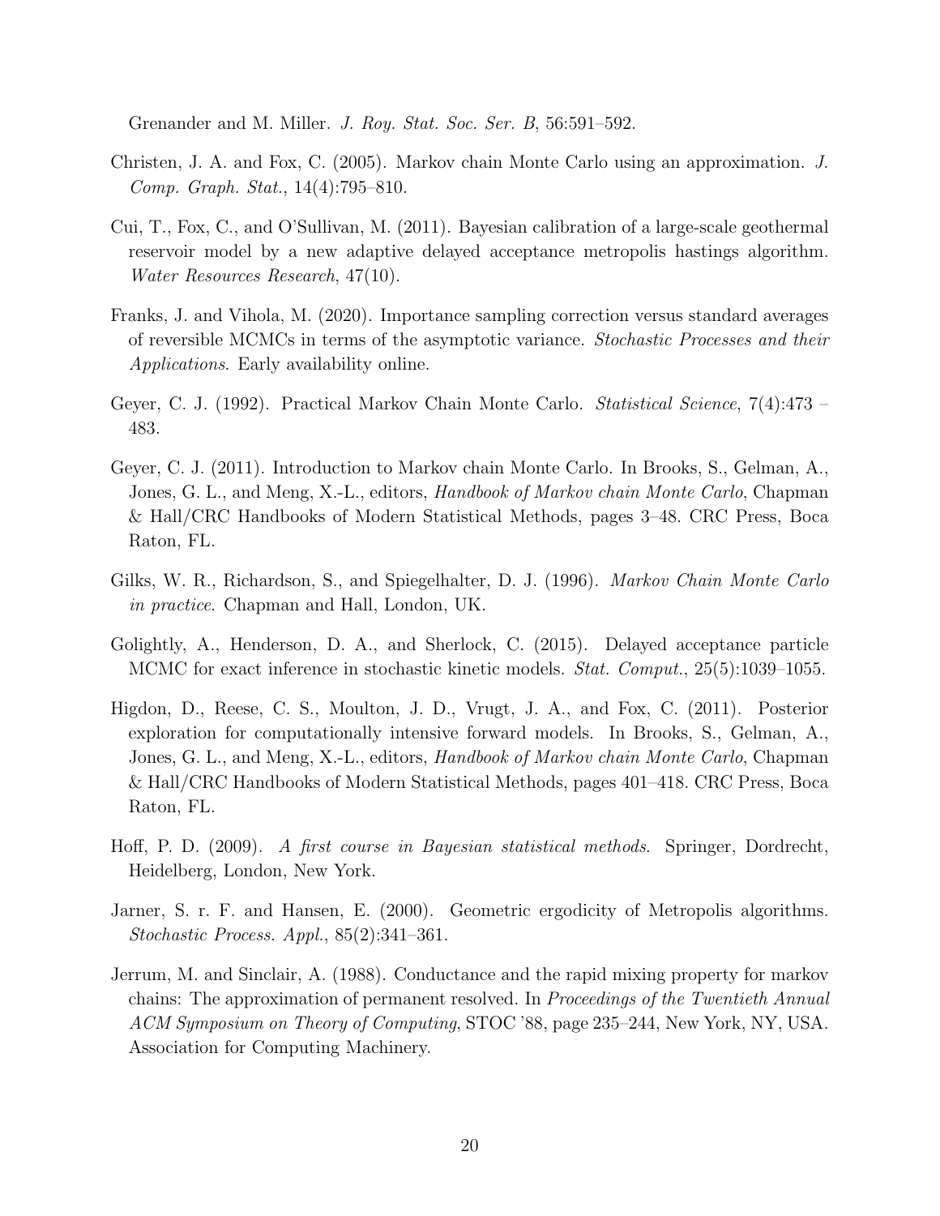Grenander and M. Miller. *J. Roy. Stat. Soc. Ser. B*, 56:591–592.

Christen, J. A. and Fox, C. (2005). Markov chain Monte Carlo using an approximation. *J. Comp. Graph. Stat.*, 14(4):795–810.

Cui, T., Fox, C., and O'Sullivan, M. (2011). Bayesian calibration of a large-scale geothermal reservoir model by a new adaptive delayed acceptance metropolis hastings algorithm. *Water Resources Research*, 47(10).

Franks, J. and Vihola, M. (2020). Importance sampling correction versus standard averages of reversible MCMCs in terms of the asymptotic variance. *Stochastic Processes and their Applications*. Early availability online.

Geyer, C. J. (1992). Practical Markov Chain Monte Carlo. *Statistical Science*, 7(4):473 – 483.

Geyer, C. J. (2011). Introduction to Markov chain Monte Carlo. In Brooks, S., Gelman, A., Jones, G. L., and Meng, X.-L., editors, *Handbook of Markov chain Monte Carlo*, Chapman & Hall/CRC Handbooks of Modern Statistical Methods, pages 3–48. CRC Press, Boca Raton, FL.

Gilks, W. R., Richardson, S., and Spiegelhalter, D. J. (1996). *Markov Chain Monte Carlo in practice*. Chapman and Hall, London, UK.

Golightly, A., Henderson, D. A., and Sherlock, C. (2015). Delayed acceptance particle MCMC for exact inference in stochastic kinetic models. *Stat. Comput.*, 25(5):1039–1055.

Higdon, D., Reese, C. S., Moulton, J. D., Vrugt, J. A., and Fox, C. (2011). Posterior exploration for computationally intensive forward models. In Brooks, S., Gelman, A., Jones, G. L., and Meng, X.-L., editors, *Handbook of Markov chain Monte Carlo*, Chapman & Hall/CRC Handbooks of Modern Statistical Methods, pages 401–418. CRC Press, Boca Raton, FL.

Hoff, P. D. (2009). *A first course in Bayesian statistical methods*. Springer, Dordrecht, Heidelberg, London, New York.

Jarner, S. r. F. and Hansen, E. (2000). Geometric ergodicity of Metropolis algorithms. *Stochastic Process. Appl.*, 85(2):341–361.

Jerrum, M. and Sinclair, A. (1988). Conductance and the rapid mixing property for markov chains: The approximation of permanent resolved. In *Proceedings of the Twentieth Annual ACM Symposium on Theory of Computing*, STOC '88, page 235–244, New York, NY, USA. Association for Computing Machinery.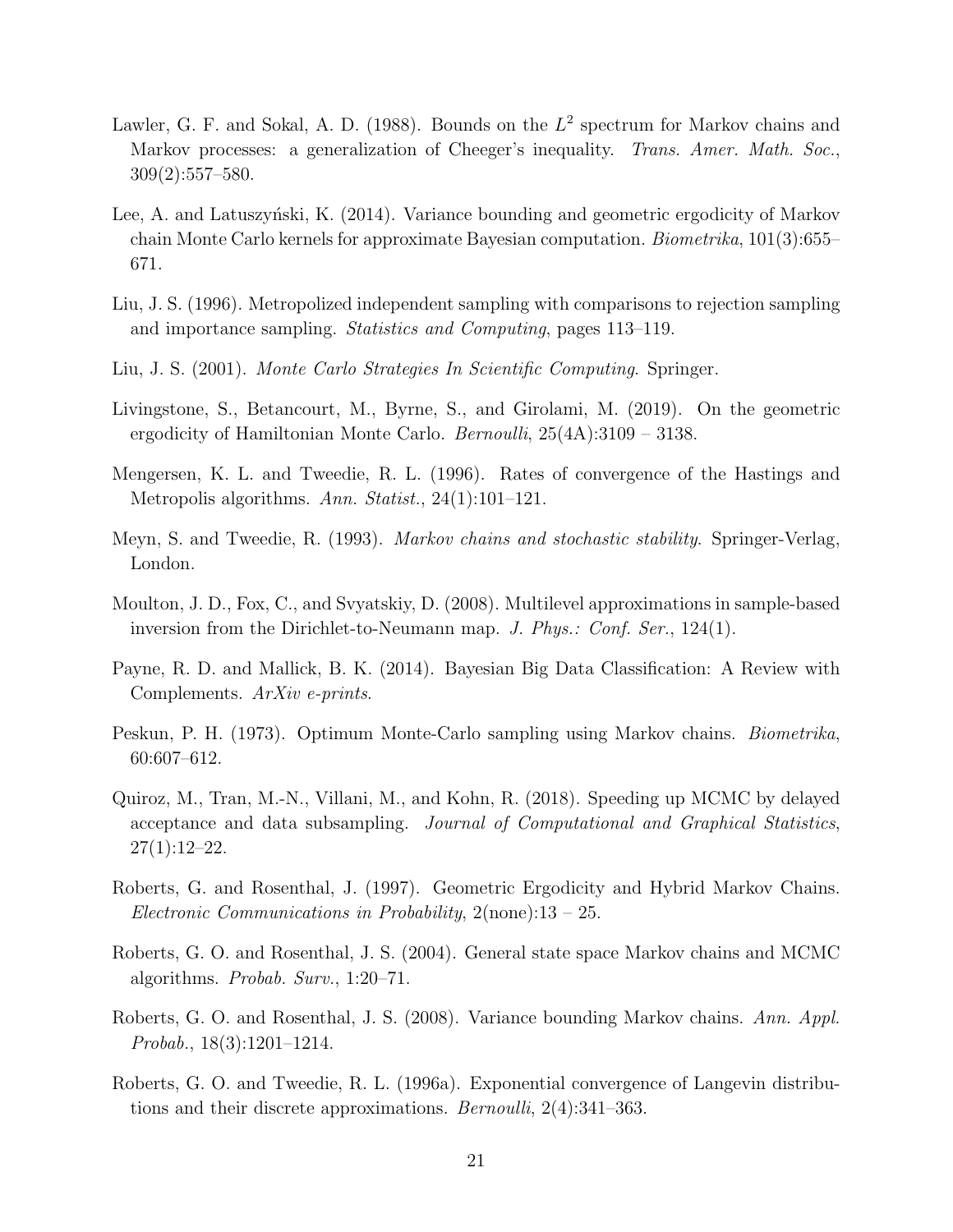Lawler, G. F. and Sokal, A. D. (1988). Bounds on the $L^2$ spectrum for Markov chains and Markov processes: a generalization of Cheeger's inequality. *Trans. Amer. Math. Soc.*, 309(2):557–580.

Lee, A. and Latuszyński, K. (2014). Variance bounding and geometric ergodicity of Markov chain Monte Carlo kernels for approximate Bayesian computation. *Biometrika*, 101(3):655–671.

Liu, J. S. (1996). Metropolized independent sampling with comparisons to rejection sampling and importance sampling. *Statistics and Computing*, pages 113–119.

Liu, J. S. (2001). *Monte Carlo Strategies In Scientific Computing*. Springer.

Livingstone, S., Betancourt, M., Byrne, S., and Girolami, M. (2019). On the geometric ergodicity of Hamiltonian Monte Carlo. *Bernoulli*, 25(4A):3109 – 3138.

Mengersen, K. L. and Tweedie, R. L. (1996). Rates of convergence of the Hastings and Metropolis algorithms. *Ann. Statist.*, 24(1):101–121.

Meyn, S. and Tweedie, R. (1993). *Markov chains and stochastic stability*. Springer-Verlag, London.

Moulton, J. D., Fox, C., and Svyatskiy, D. (2008). Multilevel approximations in sample-based inversion from the Dirichlet-to-Neumann map. *J. Phys.: Conf. Ser.*, 124(1).

Payne, R. D. and Mallick, B. K. (2014). Bayesian Big Data Classification: A Review with Complements. *ArXiv e-prints*.

Peskun, P. H. (1973). Optimum Monte-Carlo sampling using Markov chains. *Biometrika*, 60:607–612.

Quiroz, M., Tran, M.-N., Villani, M., and Kohn, R. (2018). Speeding up MCMC by delayed acceptance and data subsampling. *Journal of Computational and Graphical Statistics*, 27(1):12–22.

Roberts, G. and Rosenthal, J. (1997). Geometric Ergodicity and Hybrid Markov Chains. *Electronic Communications in Probability*, 2(none):13 – 25.

Roberts, G. O. and Rosenthal, J. S. (2004). General state space Markov chains and MCMC algorithms. *Probab. Surv.*, 1:20–71.

Roberts, G. O. and Rosenthal, J. S. (2008). Variance bounding Markov chains. *Ann. Appl. Probab.*, 18(3):1201–1214.

Roberts, G. O. and Tweedie, R. L. (1996a). Exponential convergence of Langevin distributions and their discrete approximations. *Bernoulli*, 2(4):341–363.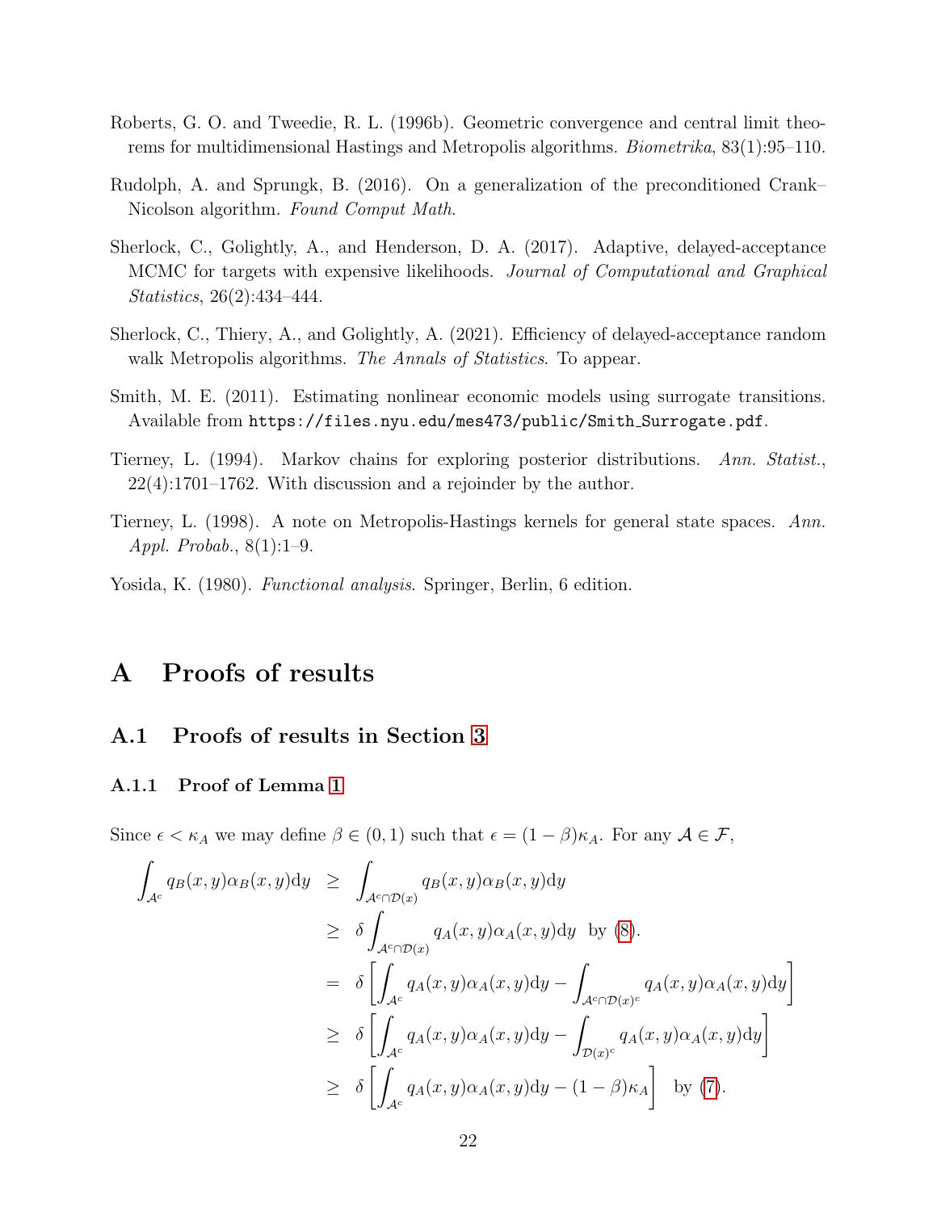Roberts, G. O. and Tweedie, R. L. (1996b). Geometric convergence and central limit theorems for multidimensional Hastings and Metropolis algorithms. *Biometrika*, 83(1):95–110.

Rudolph, A. and Sprungk, B. (2016). On a generalization of the preconditioned Crank–Nicolson algorithm. *Found Comput Math*.

Sherlock, C., Golightly, A., and Henderson, D. A. (2017). Adaptive, delayed-acceptance MCMC for targets with expensive likelihoods. *Journal of Computational and Graphical Statistics*, 26(2):434–444.

Sherlock, C., Thiery, A., and Golightly, A. (2021). Efficiency of delayed-acceptance random walk Metropolis algorithms. *The Annals of Statistics*. To appear.

Smith, M. E. (2011). Estimating nonlinear economic models using surrogate transitions. Available from `https://files.nyu.edu/mes473/public/Smith_Surrogate.pdf`.

Tierney, L. (1994). Markov chains for exploring posterior distributions. *Ann. Statist.*, 22(4):1701–1762. With discussion and a rejoinder by the author.

Tierney, L. (1998). A note on Metropolis-Hastings kernels for general state spaces. *Ann. Appl. Probab.*, 8(1):1–9.

Yosida, K. (1980). *Functional analysis*. Springer, Berlin, 6 edition.

# A Proofs of results

## A.1 Proofs of results in Section 3

### A.1.1 Proof of Lemma 1

Since $\epsilon < \kappa_A$ we may define $\beta \in (0,1)$ such that $\epsilon = (1-\beta)\kappa_A$. For any $\mathcal{A} \in \mathcal{F}$,

$$
\begin{aligned}
\int_{\mathcal{A}^c} q_B(x,y)\alpha_B(x,y)\mathrm{d}y &\geq \int_{\mathcal{A}^c \cap \mathcal{D}(x)} q_B(x,y)\alpha_B(x,y)\mathrm{d}y \\
&\geq \delta \int_{\mathcal{A}^c \cap \mathcal{D}(x)} q_A(x,y)\alpha_A(x,y)\mathrm{d}y \quad \text{by (8)}. \\
&= \delta \left[ \int_{\mathcal{A}^c} q_A(x,y)\alpha_A(x,y)\mathrm{d}y - \int_{\mathcal{A}^c \cap \mathcal{D}(x)^c} q_A(x,y)\alpha_A(x,y)\mathrm{d}y \right] \\
&\geq \delta \left[ \int_{\mathcal{A}^c} q_A(x,y)\alpha_A(x,y)\mathrm{d}y - \int_{\mathcal{D}(x)^c} q_A(x,y)\alpha_A(x,y)\mathrm{d}y \right] \\
&\geq \delta \left[ \int_{\mathcal{A}^c} q_A(x,y)\alpha_A(x,y)\mathrm{d}y - (1-\beta)\kappa_A \right] \quad \text{by (7)}.
\end{aligned}
$$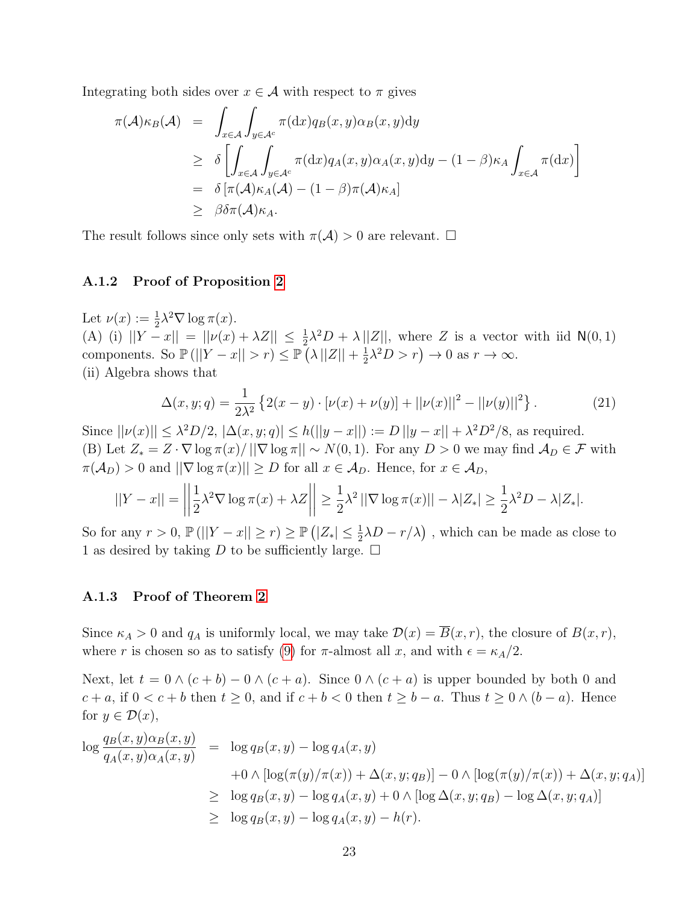Integrating both sides over $x \in \mathcal{A}$ with respect to $\pi$ gives

$$
\begin{aligned}
\pi(\mathcal{A})\kappa_B(\mathcal{A}) &= \int_{x\in\mathcal{A}}\int_{y\in\mathcal{A}^c} \pi(\mathrm{d}x) q_B(x,y)\alpha_B(x,y)\mathrm{d}y \\
&\geq \delta\left[\int_{x\in\mathcal{A}}\int_{y\in\mathcal{A}^c} \pi(\mathrm{d}x) q_A(x,y)\alpha_A(x,y)\mathrm{d}y - (1-\beta)\kappa_A\int_{x\in\mathcal{A}}\pi(\mathrm{d}x)\right] \\
&= \delta\left[\pi(\mathcal{A})\kappa_A(\mathcal{A}) - (1-\beta)\pi(\mathcal{A})\kappa_A\right] \\
&\geq \beta\delta\pi(\mathcal{A})\kappa_A.
\end{aligned}
$$

The result follows since only sets with $\pi(\mathcal{A}) > 0$ are relevant. $\square$

### A.1.2 Proof of Proposition 2

Let $\nu(x) := \frac{1}{2}\lambda^2\nabla\log\pi(x)$.
(A) (i) $||Y - x|| = ||\nu(x) + \lambda Z|| \leq \frac{1}{2}\lambda^2 D + \lambda\,||Z||$, where $Z$ is a vector with iid $\mathsf{N}(0,1)$ components. So $\mathbb{P}\left(||Y-x|| > r\right) \leq \mathbb{P}\left(\lambda\,||Z|| + \frac{1}{2}\lambda^2 D > r\right) \to 0$ as $r \to \infty$.
(ii) Algebra shows that

$$
\Delta(x,y;q) = \frac{1}{2\lambda^2}\left\{2(x-y)\cdot[\nu(x)+\nu(y)] + ||\nu(x)||^2 - ||\nu(y)||^2\right\}. \tag{21}
$$

Since $||\nu(x)|| \leq \lambda^2 D/2$, $|\Delta(x,y;q)| \leq h(||y-x||) := D\,||y-x|| + \lambda^2 D^2/8$, as required.
(B) Let $Z_* = Z\cdot\nabla\log\pi(x)/\,||\nabla\log\pi|| \sim N(0,1)$. For any $D > 0$ we may find $\mathcal{A}_D \in \mathcal{F}$ with $\pi(\mathcal{A}_D) > 0$ and $||\nabla\log\pi(x)|| \geq D$ for all $x \in \mathcal{A}_D$. Hence, for $x \in \mathcal{A}_D$,

$$
||Y - x|| = \left|\left|\frac{1}{2}\lambda^2\nabla\log\pi(x) + \lambda Z\right|\right| \geq \frac{1}{2}\lambda^2\,||\nabla\log\pi(x)|| - \lambda|Z_*| \geq \frac{1}{2}\lambda^2 D - \lambda|Z_*|.
$$

So for any $r > 0$, $\mathbb{P}\left(||Y-x|| \geq r\right) \geq \mathbb{P}\left(|Z_*| \leq \frac{1}{2}\lambda D - r/\lambda\right)$ , which can be made as close to 1 as desired by taking $D$ to be sufficiently large. $\square$

### A.1.3 Proof of Theorem 2

Since $\kappa_A > 0$ and $q_A$ is uniformly local, we may take $\mathcal{D}(x) = \overline{B}(x,r)$, the closure of $B(x,r)$, where $r$ is chosen so as to satisfy (9) for $\pi$-almost all $x$, and with $\epsilon = \kappa_A/2$.

Next, let $t = 0 \wedge (c+b) - 0 \wedge (c+a)$. Since $0 \wedge (c+a)$ is upper bounded by both 0 and $c+a$, if $0 < c+b$ then $t \geq 0$, and if $c+b < 0$ then $t \geq b-a$. Thus $t \geq 0 \wedge (b-a)$. Hence for $y \in \mathcal{D}(x)$,

$$
\begin{aligned}
\log\frac{q_B(x,y)\alpha_B(x,y)}{q_A(x,y)\alpha_A(x,y)} &= \log q_B(x,y) - \log q_A(x,y) \\
&\quad +0\wedge[\log(\pi(y)/\pi(x)) + \Delta(x,y;q_B)] - 0\wedge[\log(\pi(y)/\pi(x)) + \Delta(x,y;q_A)] \\
&\geq \log q_B(x,y) - \log q_A(x,y) + 0\wedge[\log\Delta(x,y;q_B) - \log\Delta(x,y;q_A)] \\
&\geq \log q_B(x,y) - \log q_A(x,y) - h(r).
\end{aligned}
$$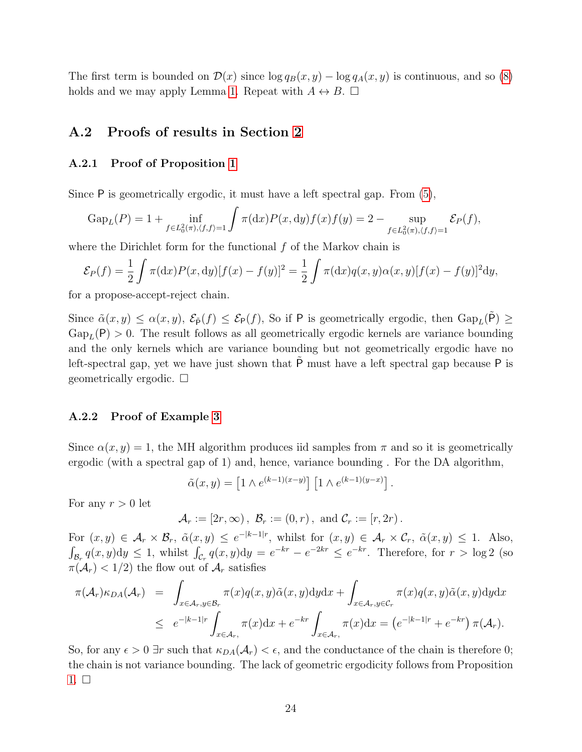The first term is bounded on $\mathcal{D}(x)$ since $\log q_B(x,y) - \log q_A(x,y)$ is continuous, and so (8) holds and we may apply Lemma 1. Repeat with $A \leftrightarrow B$. □

## A.2 Proofs of results in Section 2

### A.2.1 Proof of Proposition 1

Since $\mathsf{P}$ is geometrically ergodic, it must have a left spectral gap. From (5),

$$\text{Gap}_L(P) = 1 + \inf_{f\in L_0^2(\pi),\langle f,f\rangle=1} \int \pi(\mathrm{d}x)P(x,\mathrm{d}y)f(x)f(y) = 2 - \sup_{f\in L_0^2(\pi),\langle f,f\rangle=1} \mathcal{E}_P(f),$$

where the Dirichlet form for the functional $f$ of the Markov chain is

$$\mathcal{E}_P(f) = \frac{1}{2}\int \pi(\mathrm{d}x)P(x,\mathrm{d}y)[f(x)-f(y)]^2 = \frac{1}{2}\int \pi(\mathrm{d}x)q(x,y)\alpha(x,y)[f(x)-f(y)]^2\mathrm{d}y,$$

for a propose-accept-reject chain.

Since $\tilde{\alpha}(x,y) \le \alpha(x,y)$, $\mathcal{E}_{\tilde{\mathsf{P}}}(f) \le \mathcal{E}_{\mathsf{P}}(f)$, So if $\mathsf{P}$ is geometrically ergodic, then $\text{Gap}_L(\tilde{\mathsf{P}}) \ge \text{Gap}_L(\mathsf{P}) > 0$. The result follows as all geometrically ergodic kernels are variance bounding and the only kernels which are variance bounding but not geometrically ergodic have no left-spectral gap, yet we have just shown that $\tilde{\mathsf{P}}$ must have a left spectral gap because $\mathsf{P}$ is geometrically ergodic. □

### A.2.2 Proof of Example 3

Since $\alpha(x,y) = 1$, the MH algorithm produces iid samples from $\pi$ and so it is geometrically ergodic (with a spectral gap of 1) and, hence, variance bounding . For the DA algorithm,

$$\tilde{\alpha}(x,y) = \left[1 \wedge e^{(k-1)(x-y)}\right]\left[1 \wedge e^{(k-1)(y-x)}\right].$$

For any $r > 0$ let

$$\mathcal{A}_r := [2r,\infty),\ \mathcal{B}_r := (0,r),\ \text{and } \mathcal{C}_r := [r,2r).$$

For $(x,y) \in \mathcal{A}_r \times \mathcal{B}_r$, $\tilde{\alpha}(x,y) \le e^{-|k-1|r}$, whilst for $(x,y) \in \mathcal{A}_r \times \mathcal{C}_r$, $\tilde{\alpha}(x,y) \le 1$. Also, $\int_{\mathcal{B}_r} q(x,y)\mathrm{d}y \le 1$, whilst $\int_{\mathcal{C}_r} q(x,y)\mathrm{d}y = e^{-kr} - e^{-2kr} \le e^{-kr}$. Therefore, for $r > \log 2$ (so $\pi(\mathcal{A}_r) < 1/2$) the flow out of $\mathcal{A}_r$ satisfies

$$\begin{aligned}
\pi(\mathcal{A}_r)\kappa_{DA}(\mathcal{A}_r) &= \int_{x\in\mathcal{A}_r,y\in\mathcal{B}_r} \pi(x)q(x,y)\tilde{\alpha}(x,y)\mathrm{d}y\mathrm{d}x + \int_{x\in\mathcal{A}_r,y\in\mathcal{C}_r} \pi(x)q(x,y)\tilde{\alpha}(x,y)\mathrm{d}y\mathrm{d}x \\
&\le e^{-|k-1|r}\int_{x\in\mathcal{A}_r,} \pi(x)\mathrm{d}x + e^{-kr}\int_{x\in\mathcal{A}_r,} \pi(x)\mathrm{d}x = \left(e^{-|k-1|r} + e^{-kr}\right)\pi(\mathcal{A}_r).
\end{aligned}$$

So, for any $\epsilon > 0$ $\exists r$ such that $\kappa_{DA}(\mathcal{A}_r) < \epsilon$, and the conductance of the chain is therefore 0; the chain is not variance bounding. The lack of geometric ergodicity follows from Proposition 1. □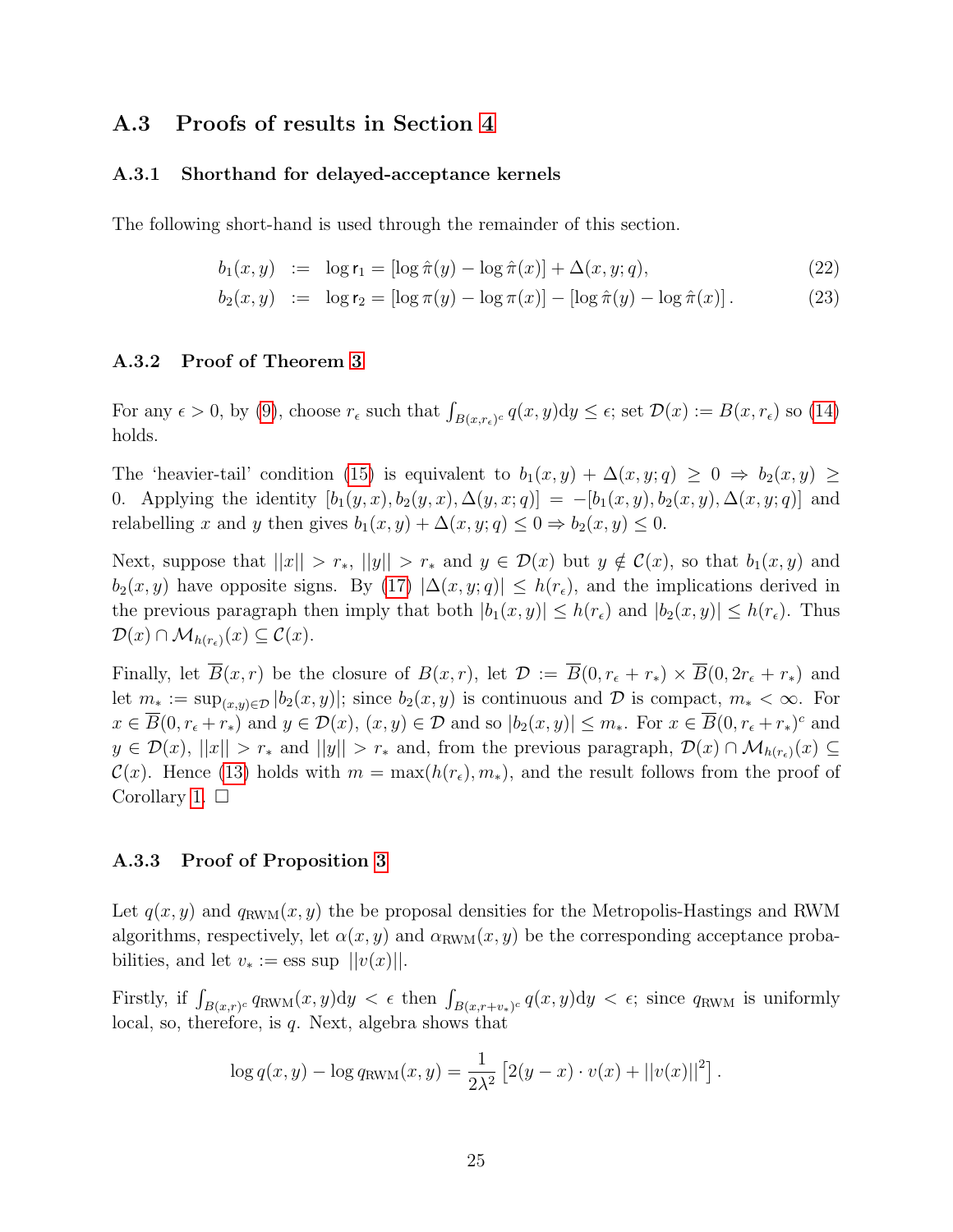## A.3 Proofs of results in Section 4

### A.3.1 Shorthand for delayed-acceptance kernels

The following short-hand is used through the remainder of this section.

$$b_1(x, y) := \log \mathsf{r}_1 = [\log \hat{\pi}(y) - \log \hat{\pi}(x)] + \Delta(x, y; q), \tag{22}$$

$$b_2(x, y) := \log \mathsf{r}_2 = [\log \pi(y) - \log \pi(x)] - [\log \hat{\pi}(y) - \log \hat{\pi}(x)]. \tag{23}$$

### A.3.2 Proof of Theorem 3

For any $\epsilon > 0$, by (9), choose $r_\epsilon$ such that $\int_{B(x, r_\epsilon)^c} q(x, y) \mathrm{d}y \leq \epsilon$; set $\mathcal{D}(x) := B(x, r_\epsilon)$ so (14) holds.

The 'heavier-tail' condition (15) is equivalent to $b_1(x, y) + \Delta(x, y; q) \geq 0 \Rightarrow b_2(x, y) \geq 0$. Applying the identity $[b_1(y, x), b_2(y, x), \Delta(y, x; q)] = -[b_1(x, y), b_2(x, y), \Delta(x, y; q)]$ and relabelling $x$ and $y$ then gives $b_1(x, y) + \Delta(x, y; q) \leq 0 \Rightarrow b_2(x, y) \leq 0$.

Next, suppose that $||x|| > r_*$, $||y|| > r_*$ and $y \in \mathcal{D}(x)$ but $y \notin \mathcal{C}(x)$, so that $b_1(x, y)$ and $b_2(x, y)$ have opposite signs. By (17) $|\Delta(x, y; q)| \leq h(r_\epsilon)$, and the implications derived in the previous paragraph then imply that both $|b_1(x, y)| \leq h(r_\epsilon)$ and $|b_2(x, y)| \leq h(r_\epsilon)$. Thus $\mathcal{D}(x) \cap \mathcal{M}_{h(r_\epsilon)}(x) \subseteq \mathcal{C}(x)$.

Finally, let $\overline{B}(x, r)$ be the closure of $B(x, r)$, let $\mathcal{D} := \overline{B}(0, r_\epsilon + r_*) \times \overline{B}(0, 2r_\epsilon + r_*)$ and let $m_* := \sup_{(x,y) \in \mathcal{D}} |b_2(x, y)|$; since $b_2(x, y)$ is continuous and $\mathcal{D}$ is compact, $m_* < \infty$. For $x \in \overline{B}(0, r_\epsilon + r_*)$ and $y \in \mathcal{D}(x)$, $(x, y) \in \mathcal{D}$ and so $|b_2(x, y)| \leq m_*$. For $x \in \overline{B}(0, r_\epsilon + r_*)^c$ and $y \in \mathcal{D}(x)$, $||x|| > r_*$ and $||y|| > r_*$ and, from the previous paragraph, $\mathcal{D}(x) \cap \mathcal{M}_{h(r_\epsilon)}(x) \subseteq \mathcal{C}(x)$. Hence (13) holds with $m = \max(h(r_\epsilon), m_*)$, and the result follows from the proof of Corollary 1. □

### A.3.3 Proof of Proposition 3

Let $q(x, y)$ and $q_{\mathrm{RWM}}(x, y)$ the be proposal densities for the Metropolis-Hastings and RWM algorithms, respectively, let $\alpha(x, y)$ and $\alpha_{\mathrm{RWM}}(x, y)$ be the corresponding acceptance probabilities, and let $v_* := \text{ess sup } ||v(x)||$.

Firstly, if $\int_{B(x,r)^c} q_{\mathrm{RWM}}(x, y) \mathrm{d}y < \epsilon$ then $\int_{B(x, r+v_*)^c} q(x, y) \mathrm{d}y < \epsilon$; since $q_{\mathrm{RWM}}$ is uniformly local, so, therefore, is $q$. Next, algebra shows that

$$\log q(x, y) - \log q_{\mathrm{RWM}}(x, y) = \frac{1}{2\lambda^2} \left[ 2(y - x) \cdot v(x) + ||v(x)||^2 \right].$$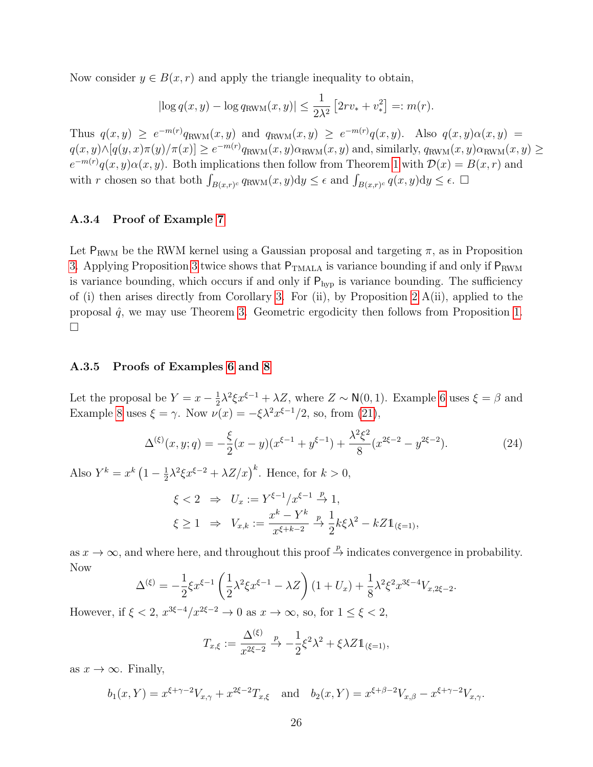Now consider $y \in B(x,r)$ and apply the triangle inequality to obtain,

$$|\log q(x,y) - \log q_{\text{RWM}}(x,y)| \leq \frac{1}{2\lambda^2}\left[2rv_* + v_*^2\right] =: m(r).$$

Thus $q(x,y) \geq e^{-m(r)} q_{\text{RWM}}(x,y)$ and $q_{\text{RWM}}(x,y) \geq e^{-m(r)} q(x,y)$. Also $q(x,y)\alpha(x,y) = q(x,y) \wedge [q(y,x)\pi(y)/\pi(x)] \geq e^{-m(r)} q_{\text{RWM}}(x,y)\alpha_{\text{RWM}}(x,y)$ and, similarly, $q_{\text{RWM}}(x,y)\alpha_{\text{RWM}}(x,y) \geq e^{-m(r)} q(x,y)\alpha(x,y)$. Both implications then follow from Theorem 1 with $\mathcal{D}(x) = B(x,r)$ and with $r$ chosen so that both $\int_{B(x,r)^c} q_{\text{RWM}}(x,y)\text{d}y \leq \epsilon$ and $\int_{B(x,r)^c} q(x,y)\text{d}y \leq \epsilon$. $\square$

### A.3.4 Proof of Example 7

Let $\mathsf{P}_{\text{RWM}}$ be the RWM kernel using a Gaussian proposal and targeting $\pi$, as in Proposition 3. Applying Proposition 3 twice shows that $\mathsf{P}_{\text{TMALA}}$ is variance bounding if and only if $\mathsf{P}_{\text{RWM}}$ is variance bounding, which occurs if and only if $\mathsf{P}_{\text{hyp}}$ is variance bounding. The sufficiency of (i) then arises directly from Corollary 3. For (ii), by Proposition 2 A(ii), applied to the proposal $\hat{q}$, we may use Theorem 3. Geometric ergodicity then follows from Proposition 1. $\square$

### A.3.5 Proofs of Examples 6 and 8

Let the proposal be $Y = x - \frac{1}{2}\lambda^2\xi x^{\xi-1} + \lambda Z$, where $Z \sim \mathsf{N}(0,1)$. Example 6 uses $\xi = \beta$ and Example 8 uses $\xi = \gamma$. Now $\nu(x) = -\xi\lambda^2 x^{\xi-1}/2$, so, from (21),

$$\Delta^{(\xi)}(x,y;q) = -\frac{\xi}{2}(x-y)(x^{\xi-1} + y^{\xi-1}) + \frac{\lambda^2\xi^2}{8}(x^{2\xi-2} - y^{2\xi-2}). \tag{24}$$

Also $Y^k = x^k\left(1 - \frac{1}{2}\lambda^2\xi x^{\xi-2} + \lambda Z/x\right)^k$. Hence, for $k > 0$,

$$\xi < 2 \;\;\Rightarrow\;\; U_x := Y^{\xi-1}/x^{\xi-1} \xrightarrow{p} 1,$$
$$\xi \geq 1 \;\;\Rightarrow\;\; V_{x,k} := \frac{x^k - Y^k}{x^{\xi+k-2}} \xrightarrow{p} \frac{1}{2}k\xi\lambda^2 - kZ\mathbb{1}_{(\xi=1)},$$

as $x \to \infty$, and where here, and throughout this proof $\xrightarrow{p}$ indicates convergence in probability. Now

$$\Delta^{(\xi)} = -\frac{1}{2}\xi x^{\xi-1}\left(\frac{1}{2}\lambda^2\xi x^{\xi-1} - \lambda Z\right)(1 + U_x) + \frac{1}{8}\lambda^2\xi^2 x^{3\xi-4} V_{x,2\xi-2}.$$

However, if $\xi < 2$, $x^{3\xi-4}/x^{2\xi-2} \to 0$ as $x \to \infty$, so, for $1 \leq \xi < 2$,

$$T_{x,\xi} := \frac{\Delta^{(\xi)}}{x^{2\xi-2}} \xrightarrow{p} -\frac{1}{2}\xi^2\lambda^2 + \xi\lambda Z\mathbb{1}_{(\xi=1)},$$

as $x \to \infty$. Finally,

$$b_1(x,Y) = x^{\xi+\gamma-2}V_{x,\gamma} + x^{2\xi-2}T_{x,\xi} \quad \text{and} \quad b_2(x,Y) = x^{\xi+\beta-2}V_{x,\beta} - x^{\xi+\gamma-2}V_{x,\gamma}.$$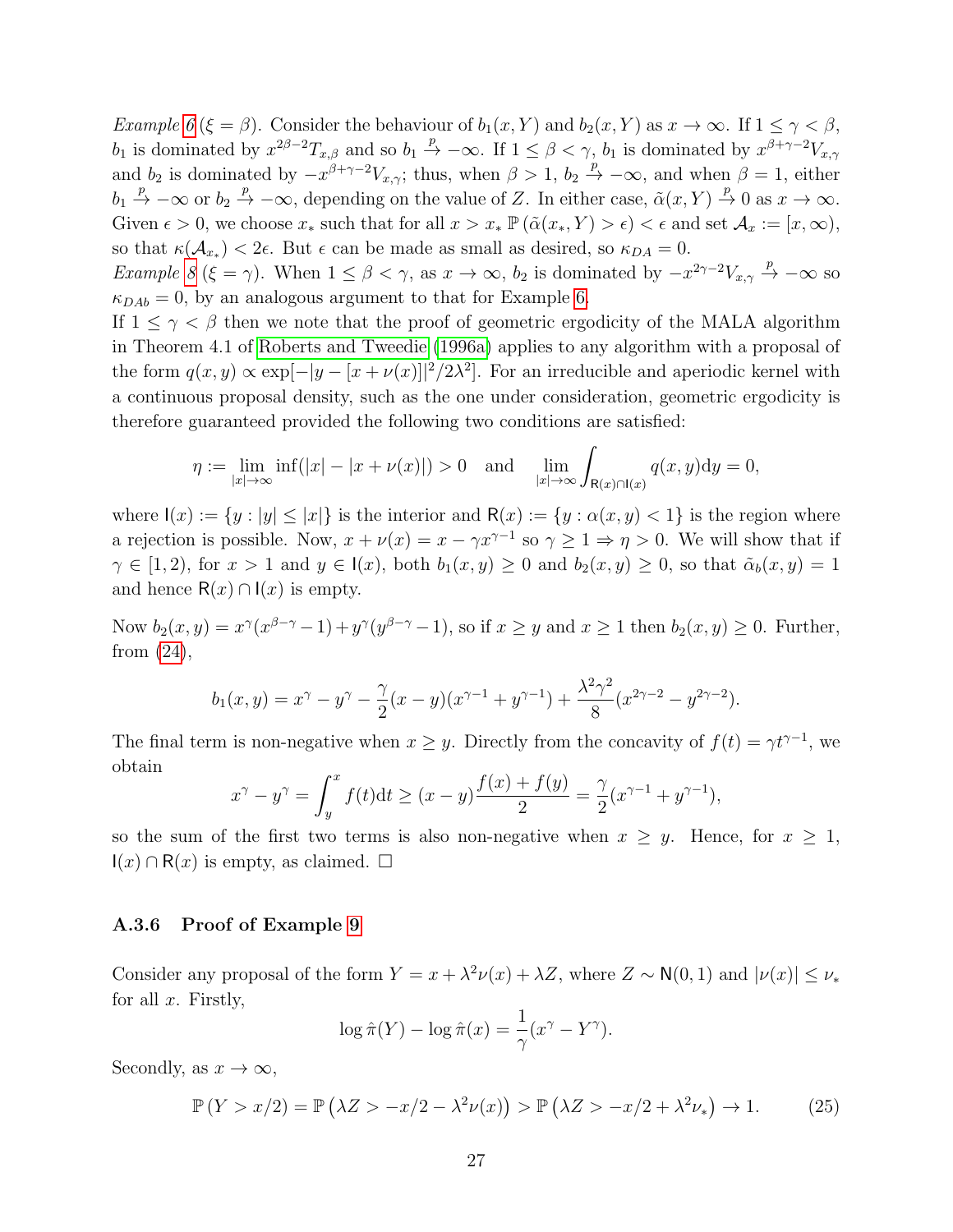*Example 6* ($\xi = \beta$). Consider the behaviour of $b_1(x, Y)$ and $b_2(x, Y)$ as $x \to \infty$. If $1 \leq \gamma < \beta$, $b_1$ is dominated by $x^{2\beta-2}T_{x,\beta}$ and so $b_1 \xrightarrow{p} -\infty$. If $1 \leq \beta < \gamma$, $b_1$ is dominated by $x^{\beta+\gamma-2}V_{x,\gamma}$ and $b_2$ is dominated by $-x^{\beta+\gamma-2}V_{x,\gamma}$; thus, when $\beta > 1$, $b_2 \xrightarrow{p} -\infty$, and when $\beta = 1$, either $b_1 \xrightarrow{p} -\infty$ or $b_2 \xrightarrow{p} -\infty$, depending on the value of $Z$. In either case, $\tilde{\alpha}(x, Y) \xrightarrow{p} 0$ as $x \to \infty$. Given $\epsilon > 0$, we choose $x_*$ such that for all $x > x_*$ $\mathbb{P}(\tilde{\alpha}(x_*, Y) > \epsilon) < \epsilon$ and set $\mathcal{A}_x := [x, \infty)$, so that $\kappa(\mathcal{A}_{x_*}) < 2\epsilon$. But $\epsilon$ can be made as small as desired, so $\kappa_{DA} = 0$.

*Example 8* ($\xi = \gamma$). When $1 \leq \beta < \gamma$, as $x \to \infty$, $b_2$ is dominated by $-x^{2\gamma-2}V_{x,\gamma} \xrightarrow{p} -\infty$ so $\kappa_{DAb} = 0$, by an analogous argument to that for Example 6.

If $1 \leq \gamma < \beta$ then we note that the proof of geometric ergodicity of the MALA algorithm in Theorem 4.1 of Roberts and Tweedie (1996a) applies to any algorithm with a proposal of the form $q(x, y) \propto \exp[-|y - [x + \nu(x)]|^2/2\lambda^2]$. For an irreducible and aperiodic kernel with a continuous proposal density, such as the one under consideration, geometric ergodicity is therefore guaranteed provided the following two conditions are satisfied:

$$\eta := \lim_{|x|\to\infty} \inf(|x| - |x + \nu(x)|) > 0 \quad \text{and} \quad \lim_{|x|\to\infty} \int_{\mathsf{R}(x)\cap\mathsf{I}(x)} q(x, y)\mathrm{d}y = 0,$$

where $\mathsf{I}(x) := \{y : |y| \leq |x|\}$ is the interior and $\mathsf{R}(x) := \{y : \alpha(x, y) < 1\}$ is the region where a rejection is possible. Now, $x + \nu(x) = x - \gamma x^{\gamma-1}$ so $\gamma \geq 1 \Rightarrow \eta > 0$. We will show that if $\gamma \in [1, 2)$, for $x > 1$ and $y \in \mathsf{I}(x)$, both $b_1(x, y) \geq 0$ and $b_2(x, y) \geq 0$, so that $\tilde{\alpha}_b(x, y) = 1$ and hence $\mathsf{R}(x) \cap \mathsf{I}(x)$ is empty.

Now $b_2(x, y) = x^\gamma(x^{\beta-\gamma} - 1) + y^\gamma(y^{\beta-\gamma} - 1)$, so if $x \geq y$ and $x \geq 1$ then $b_2(x, y) \geq 0$. Further, from (24),

$$b_1(x, y) = x^\gamma - y^\gamma - \frac{\gamma}{2}(x - y)(x^{\gamma-1} + y^{\gamma-1}) + \frac{\lambda^2\gamma^2}{8}(x^{2\gamma-2} - y^{2\gamma-2}).$$

The final term is non-negative when $x \geq y$. Directly from the concavity of $f(t) = \gamma t^{\gamma-1}$, we obtain

$$x^\gamma - y^\gamma = \int_y^x f(t)\mathrm{d}t \geq (x - y)\frac{f(x) + f(y)}{2} = \frac{\gamma}{2}(x^{\gamma-1} + y^{\gamma-1}),$$

so the sum of the first two terms is also non-negative when $x \geq y$. Hence, for $x \geq 1$, $\mathsf{I}(x) \cap \mathsf{R}(x)$ is empty, as claimed. $\square$

### A.3.6 Proof of Example 9

Consider any proposal of the form $Y = x + \lambda^2\nu(x) + \lambda Z$, where $Z \sim \mathsf{N}(0, 1)$ and $|\nu(x)| \leq \nu_*$ for all $x$. Firstly,

$$\log \hat{\pi}(Y) - \log \hat{\pi}(x) = \frac{1}{\gamma}(x^\gamma - Y^\gamma).$$

Secondly, as $x \to \infty$,

$$\mathbb{P}(Y > x/2) = \mathbb{P}\left(\lambda Z > -x/2 - \lambda^2\nu(x)\right) > \mathbb{P}\left(\lambda Z > -x/2 + \lambda^2\nu_*\right) \to 1. \tag{25}$$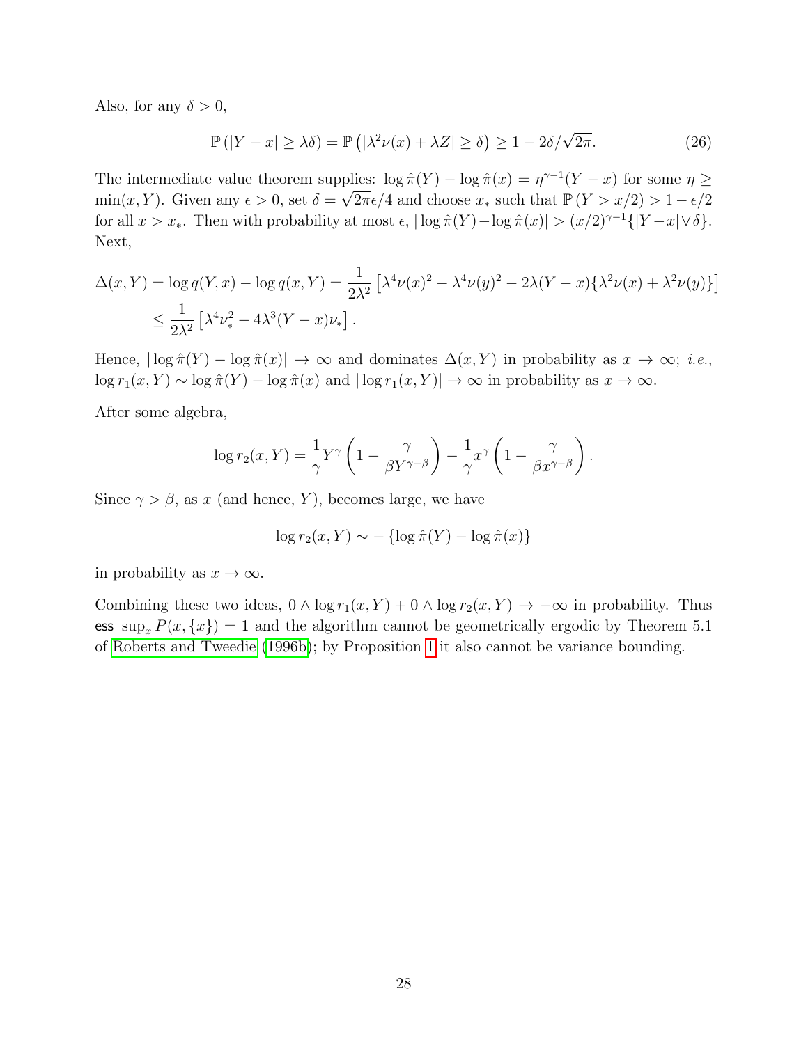Also, for any $\delta > 0$,

$$\mathbb{P}\left(|Y - x| \geq \lambda\delta\right) = \mathbb{P}\left(|\lambda^2\nu(x) + \lambda Z| \geq \delta\right) \geq 1 - 2\delta/\sqrt{2\pi}. \tag{26}$$

The intermediate value theorem supplies: $\log \hat{\pi}(Y) - \log \hat{\pi}(x) = \eta^{\gamma-1}(Y - x)$ for some $\eta \geq \min(x, Y)$. Given any $\epsilon > 0$, set $\delta = \sqrt{2\pi}\epsilon/4$ and choose $x_*$ such that $\mathbb{P}\left(Y > x/2\right) > 1 - \epsilon/2$ for all $x > x_*$. Then with probability at most $\epsilon$, $|\log \hat{\pi}(Y) - \log \hat{\pi}(x)| > (x/2)^{\gamma-1}\{|Y - x| \vee \delta\}$. Next,

$$\begin{aligned}
\Delta(x, Y) = \log q(Y, x) - \log q(x, Y) &= \frac{1}{2\lambda^2}\left[\lambda^4\nu(x)^2 - \lambda^4\nu(y)^2 - 2\lambda(Y - x)\{\lambda^2\nu(x) + \lambda^2\nu(y)\}\right] \\
&\leq \frac{1}{2\lambda^2}\left[\lambda^4\nu_*^2 - 4\lambda^3(Y - x)\nu_*\right].
\end{aligned}$$

Hence, $|\log \hat{\pi}(Y) - \log \hat{\pi}(x)| \to \infty$ and dominates $\Delta(x, Y)$ in probability as $x \to \infty$; *i.e.*, $\log r_1(x, Y) \sim \log \hat{\pi}(Y) - \log \hat{\pi}(x)$ and $|\log r_1(x, Y)| \to \infty$ in probability as $x \to \infty$.

After some algebra,

$$\log r_2(x, Y) = \frac{1}{\gamma}Y^\gamma\left(1 - \frac{\gamma}{\beta Y^{\gamma-\beta}}\right) - \frac{1}{\gamma}x^\gamma\left(1 - \frac{\gamma}{\beta x^{\gamma-\beta}}\right).$$

Since $\gamma > \beta$, as $x$ (and hence, $Y$), becomes large, we have

$$\log r_2(x, Y) \sim -\{\log \hat{\pi}(Y) - \log \hat{\pi}(x)\}$$

in probability as $x \to \infty$.

Combining these two ideas, $0 \wedge \log r_1(x, Y) + 0 \wedge \log r_2(x, Y) \to -\infty$ in probability. Thus $\text{ess sup}_x P(x, \{x\}) = 1$ and the algorithm cannot be geometrically ergodic by Theorem 5.1 of Roberts and Tweedie (1996b); by Proposition 1 it also cannot be variance bounding.